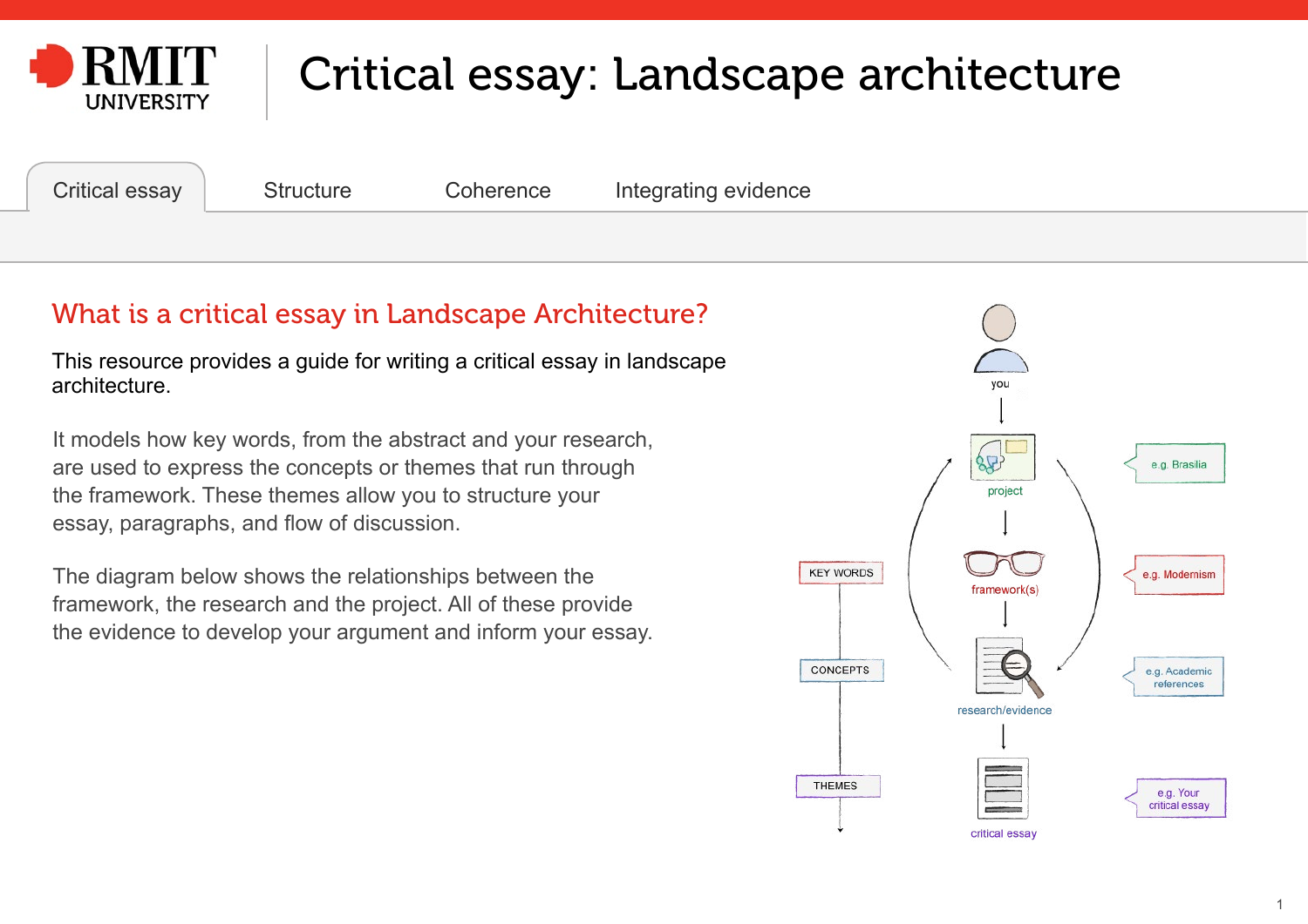# Critical essay: Landscape architecture

Critical essay | Structure | Coherence | Integrating evidence

## What is a critical essay in Landscape Architecture?

This resource provides a guide for writing a critical essay in landscape architecture.

It models how key words, from the abstract and your research, are used to express the concepts or themes that run through the framework. These themes allow you to structure your essay, paragraphs, and flow of discussion.

The diagram below shows the relationships between the framework, the research and the project. All of these provide the evidence to develop your argument and inform your essay.

you

project — e.g. Brasilia

framework(s) — e.g. Modernism

research/evidence — e.g. Academic references

critical essay — e.g. Your critical essay

KEY WORDS → CONCEPTS → THEMES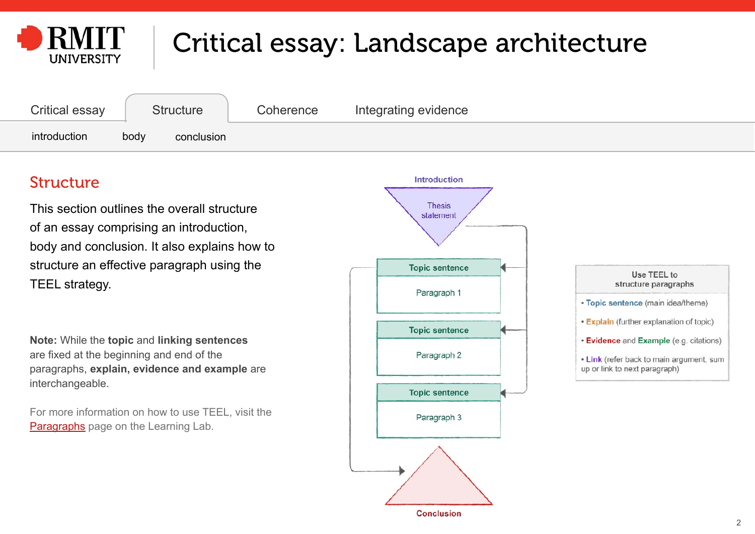# Critical essay: Landscape architecture

Critical essay | Structure | Coherence | Integrating evidence

introduction | body | conclusion

## Structure

This section outlines the overall structure of an essay comprising an introduction, body and conclusion. It also explains how to structure an effective paragraph using the TEEL strategy.

**Note:** While the **topic** and **linking sentences** are fixed at the beginning and end of the paragraphs, **explain, evidence and example** are interchangeable.

For more information on how to use TEEL, visit the [Paragraphs] page on the Learning Lab.

Introduction

Thesis statement

Topic sentence

Paragraph 1

Topic sentence

Paragraph 2

Topic sentence

Paragraph 3

Conclusion

**Use TEEL to structure paragraphs**

- **Topic sentence** (main idea/theme)
- **Explain** (further explanation of topic)
- **Evidence** and **Example** (e.g. citations)
- **Link** (refer back to main argument, sum up or link to next paragraph)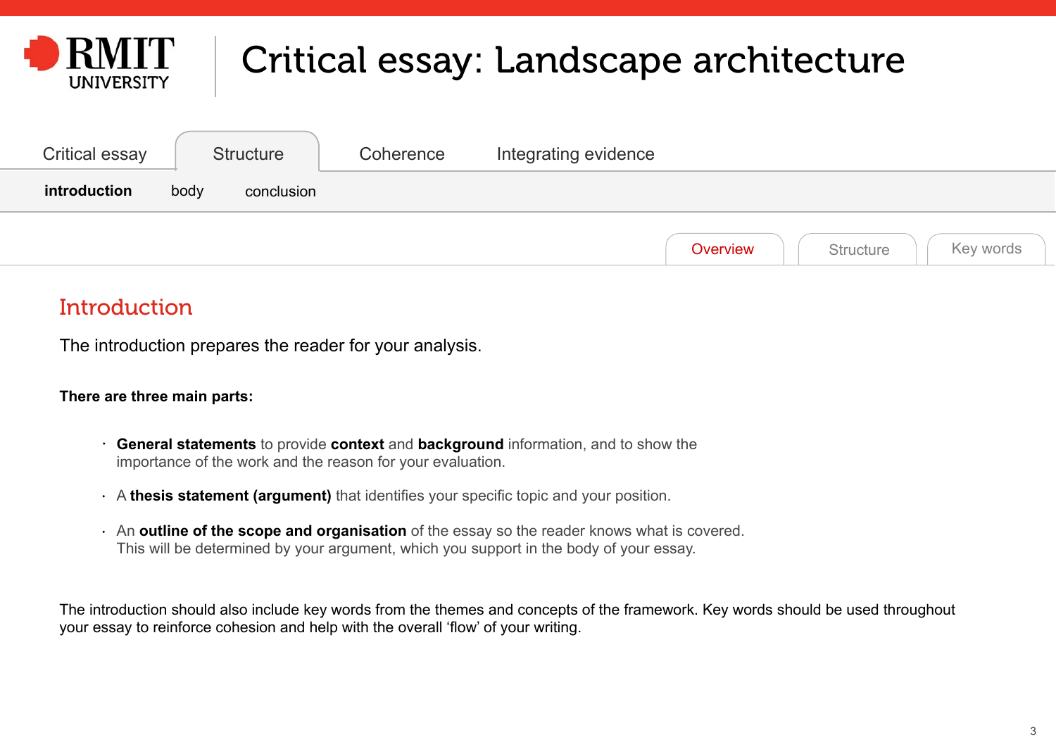# Critical essay: Landscape architecture

Critical essay | Structure | Coherence | Integrating evidence

**introduction** | body | conclusion

Overview | Structure | Key words

## Introduction

The introduction prepares the reader for your analysis.

**There are three main parts:**

- **General statements** to provide **context** and **background** information, and to show the importance of the work and the reason for your evaluation.
- A **thesis statement (argument)** that identifies your specific topic and your position.
- An **outline of the scope and organisation** of the essay so the reader knows what is covered. This will be determined by your argument, which you support in the body of your essay.

The introduction should also include key words from the themes and concepts of the framework. Key words should be used throughout your essay to reinforce cohesion and help with the overall 'flow' of your writing.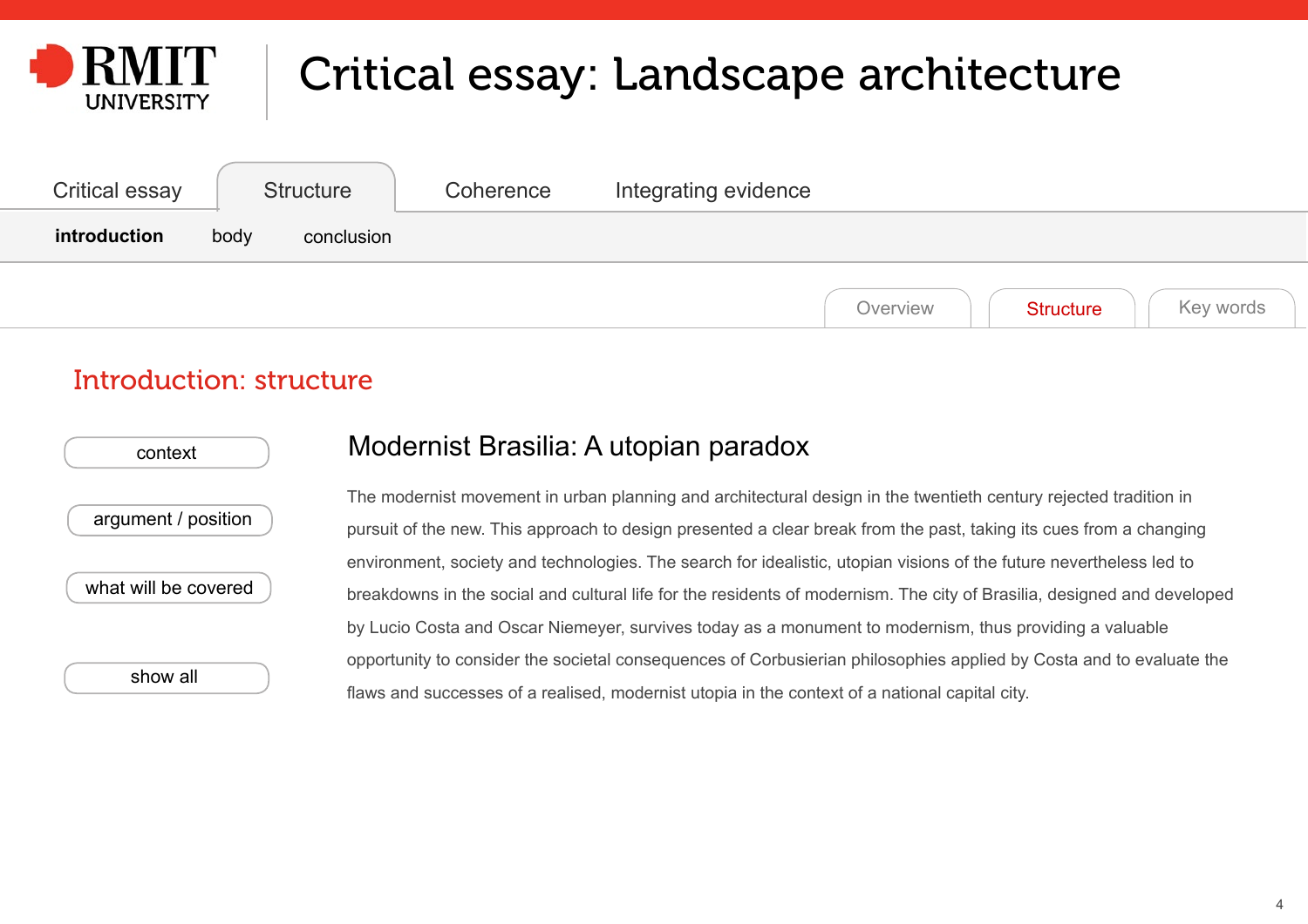# Critical essay: Landscape architecture

Critical essay | Structure | Coherence | Integrating evidence

**introduction** | body | conclusion

Overview | Structure | Key words

## Introduction: structure

- context
- argument / position
- what will be covered
- show all

### Modernist Brasilia: A utopian paradox

The modernist movement in urban planning and architectural design in the twentieth century rejected tradition in pursuit of the new. This approach to design presented a clear break from the past, taking its cues from a changing environment, society and technologies. The search for idealistic, utopian visions of the future nevertheless led to breakdowns in the social and cultural life for the residents of modernism. The city of Brasilia, designed and developed by Lucio Costa and Oscar Niemeyer, survives today as a monument to modernism, thus providing a valuable opportunity to consider the societal consequences of Corbusierian philosophies applied by Costa and to evaluate the flaws and successes of a realised, modernist utopia in the context of a national capital city.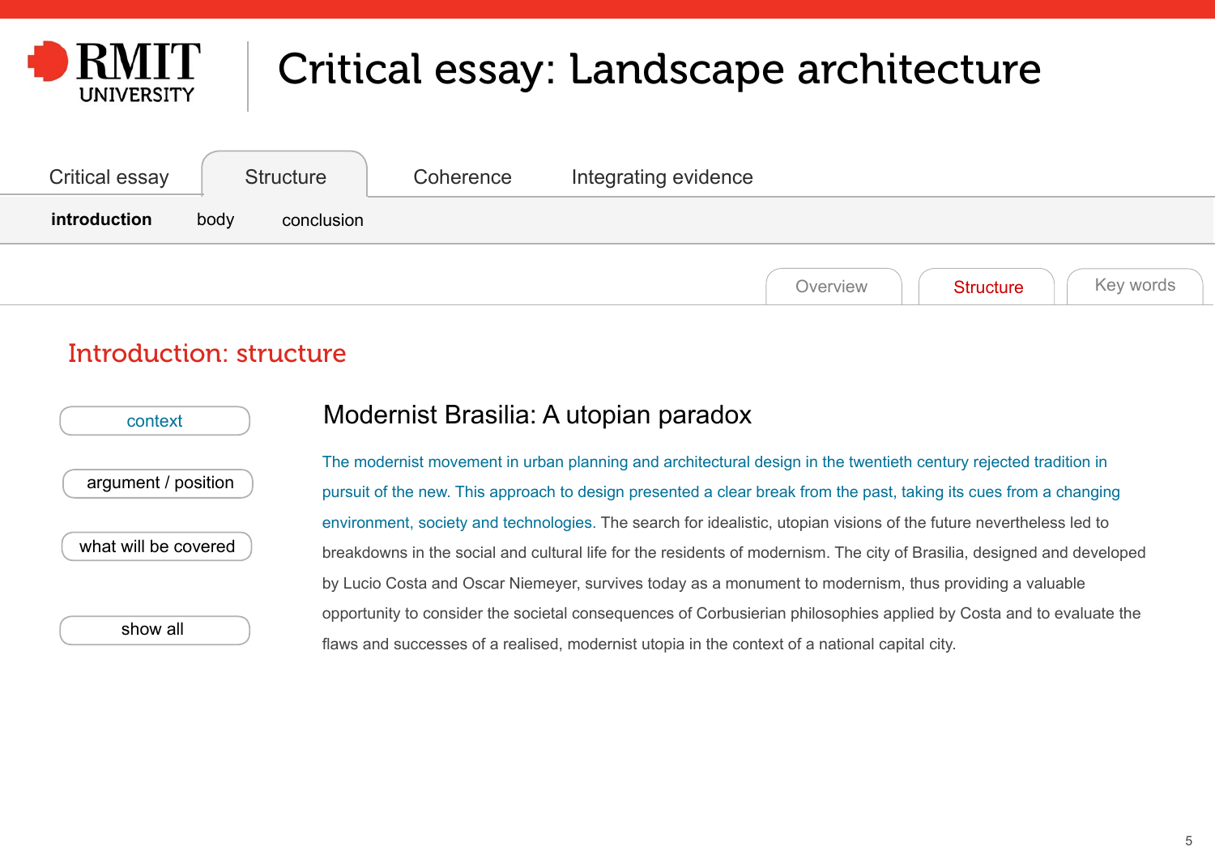# Critical essay: Landscape architecture

Critical essay | Structure | Coherence | Integrating evidence

**introduction** body conclusion

Overview | Structure | Key words

## Introduction: structure

- context
- argument / position
- what will be covered
- show all

### Modernist Brasilia: A utopian paradox

The modernist movement in urban planning and architectural design in the twentieth century rejected tradition in pursuit of the new. This approach to design presented a clear break from the past, taking its cues from a changing environment, society and technologies. The search for idealistic, utopian visions of the future nevertheless led to breakdowns in the social and cultural life for the residents of modernism. The city of Brasilia, designed and developed by Lucio Costa and Oscar Niemeyer, survives today as a monument to modernism, thus providing a valuable opportunity to consider the societal consequences of Corbusierian philosophies applied by Costa and to evaluate the flaws and successes of a realised, modernist utopia in the context of a national capital city.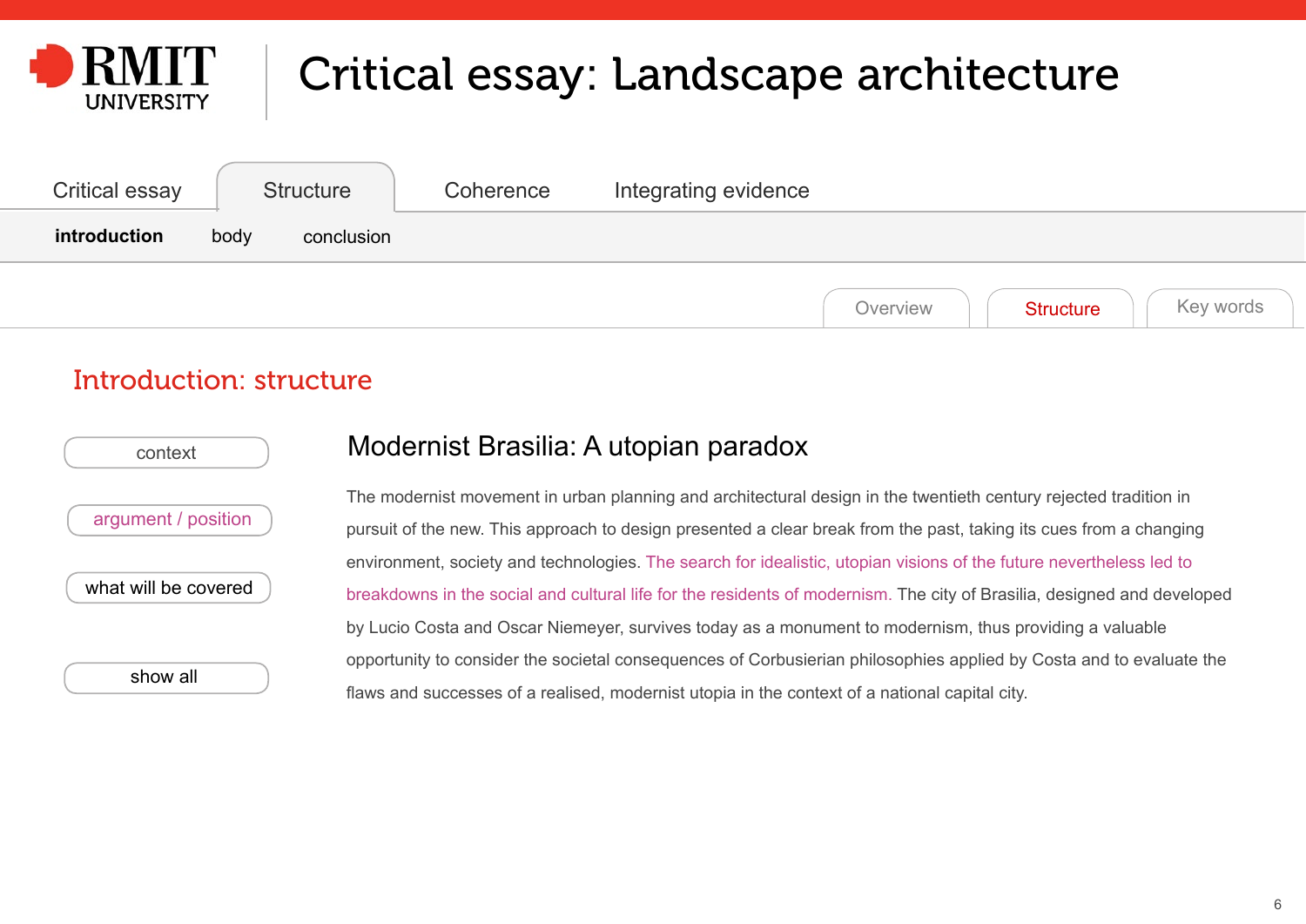# Critical essay: Landscape architecture

Critical essay | Structure | Coherence | Integrating evidence

**introduction** | body | conclusion

Overview | Structure | Key words

## Introduction: structure

- context
- argument / position
- what will be covered
- show all

### Modernist Brasilia: A utopian paradox

The modernist movement in urban planning and architectural design in the twentieth century rejected tradition in pursuit of the new. This approach to design presented a clear break from the past, taking its cues from a changing environment, society and technologies. The search for idealistic, utopian visions of the future nevertheless led to breakdowns in the social and cultural life for the residents of modernism. The city of Brasilia, designed and developed by Lucio Costa and Oscar Niemeyer, survives today as a monument to modernism, thus providing a valuable opportunity to consider the societal consequences of Corbusierian philosophies applied by Costa and to evaluate the flaws and successes of a realised, modernist utopia in the context of a national capital city.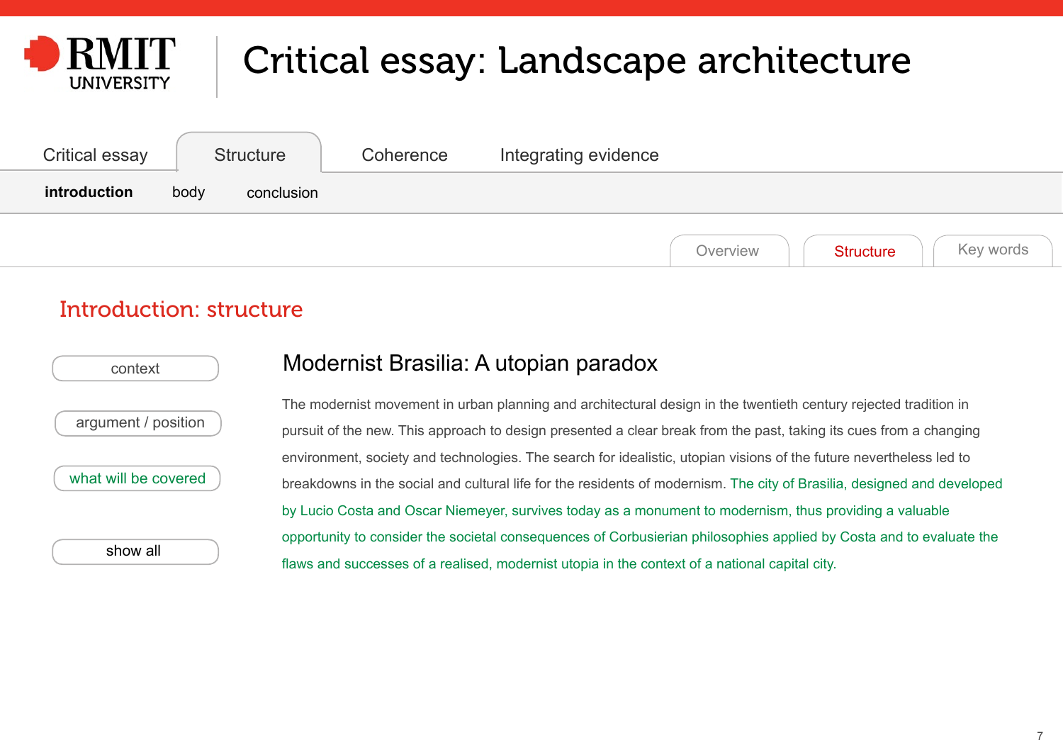# Critical essay: Landscape architecture

Critical essay | Structure | Coherence | Integrating evidence

**introduction** | body | conclusion

Overview | Structure | Key words

## Introduction: structure

- context
- argument / position
- what will be covered
- show all

### Modernist Brasilia: A utopian paradox

The modernist movement in urban planning and architectural design in the twentieth century rejected tradition in pursuit of the new. This approach to design presented a clear break from the past, taking its cues from a changing environment, society and technologies. The search for idealistic, utopian visions of the future nevertheless led to breakdowns in the social and cultural life for the residents of modernism. The city of Brasilia, designed and developed by Lucio Costa and Oscar Niemeyer, survives today as a monument to modernism, thus providing a valuable opportunity to consider the societal consequences of Corbusierian philosophies applied by Costa and to evaluate the flaws and successes of a realised, modernist utopia in the context of a national capital city.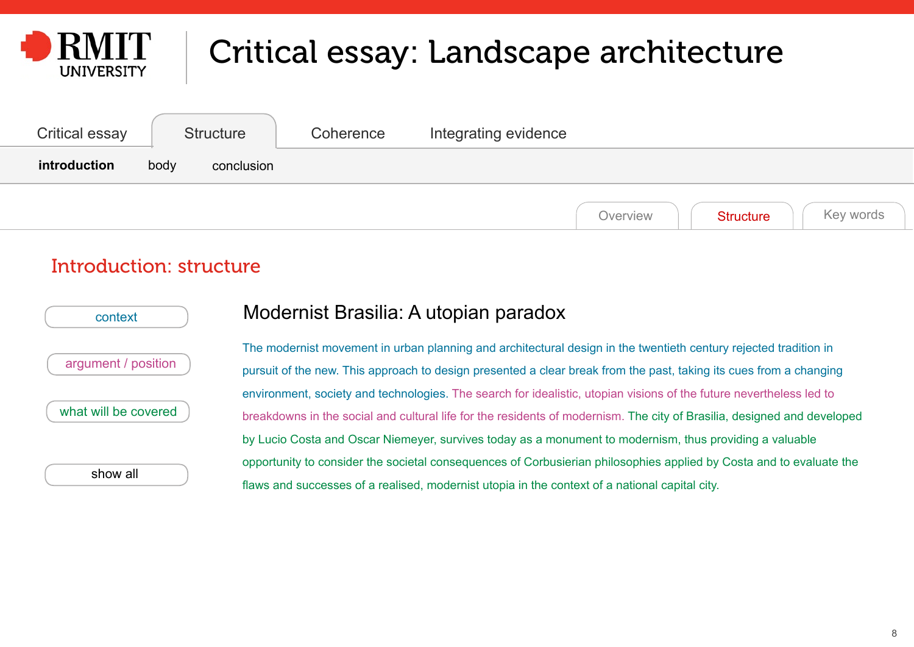# Critical essay: Landscape architecture

Critical essay | Structure | Coherence | Integrating evidence

**introduction** | body | conclusion

Overview | Structure | Key words

## Introduction: structure

context

argument / position

what will be covered

show all

### Modernist Brasilia: A utopian paradox

The modernist movement in urban planning and architectural design in the twentieth century rejected tradition in pursuit of the new. This approach to design presented a clear break from the past, taking its cues from a changing environment, society and technologies. The search for idealistic, utopian visions of the future nevertheless led to breakdowns in the social and cultural life for the residents of modernism. The city of Brasilia, designed and developed by Lucio Costa and Oscar Niemeyer, survives today as a monument to modernism, thus providing a valuable opportunity to consider the societal consequences of Corbusierian philosophies applied by Costa and to evaluate the flaws and successes of a realised, modernist utopia in the context of a national capital city.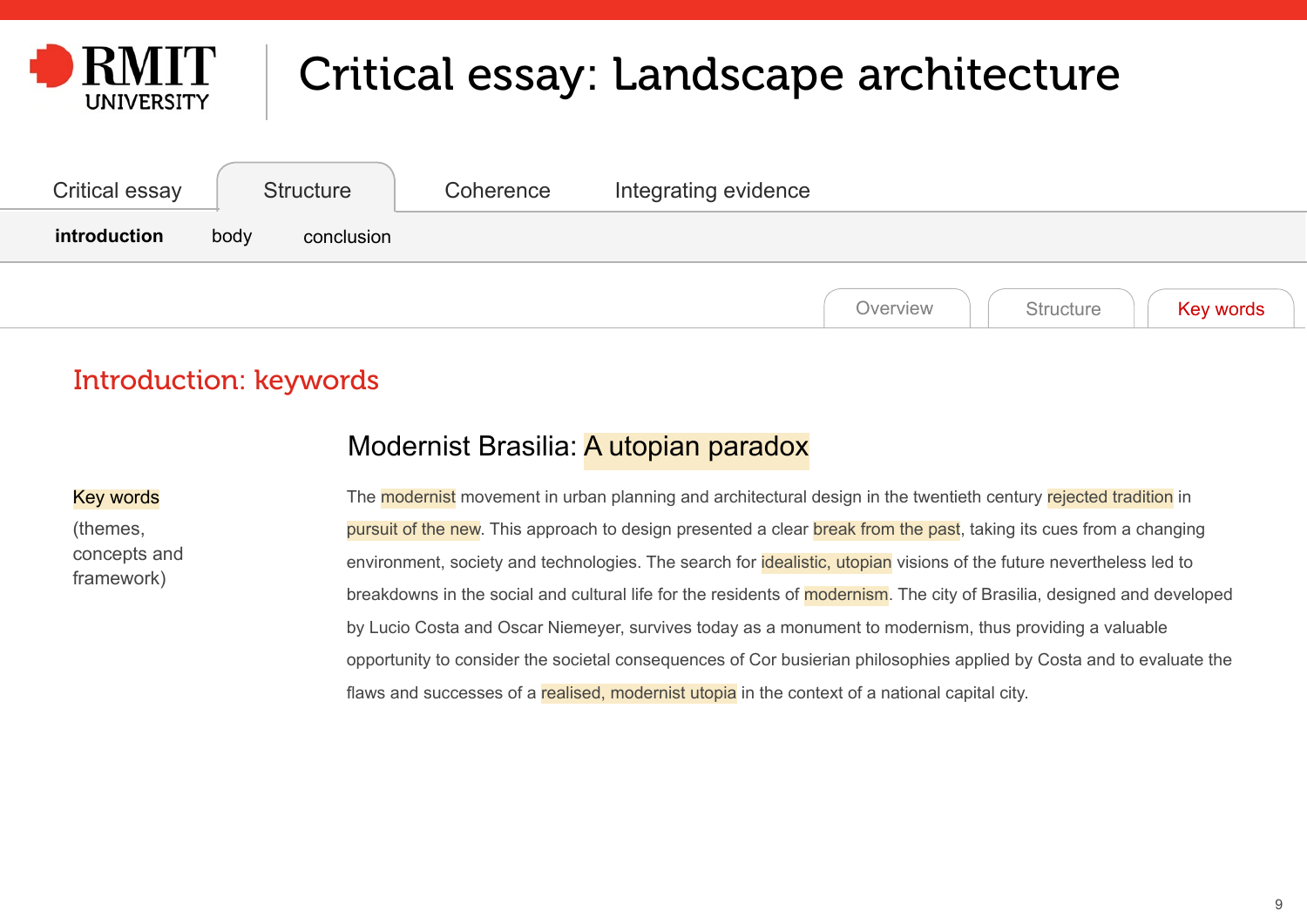# Critical essay: Landscape architecture

Critical essay | Structure | Coherence | Integrating evidence

**introduction** | body | conclusion

Overview | Structure | Key words

## Introduction: keywords

Key words

(themes, concepts and framework)

### Modernist Brasilia: A utopian paradox

The modernist movement in urban planning and architectural design in the twentieth century rejected tradition in pursuit of the new. This approach to design presented a clear break from the past, taking its cues from a changing environment, society and technologies. The search for idealistic, utopian visions of the future nevertheless led to breakdowns in the social and cultural life for the residents of modernism. The city of Brasilia, designed and developed by Lucio Costa and Oscar Niemeyer, survives today as a monument to modernism, thus providing a valuable opportunity to consider the societal consequences of Cor busierian philosophies applied by Costa and to evaluate the flaws and successes of a realised, modernist utopia in the context of a national capital city.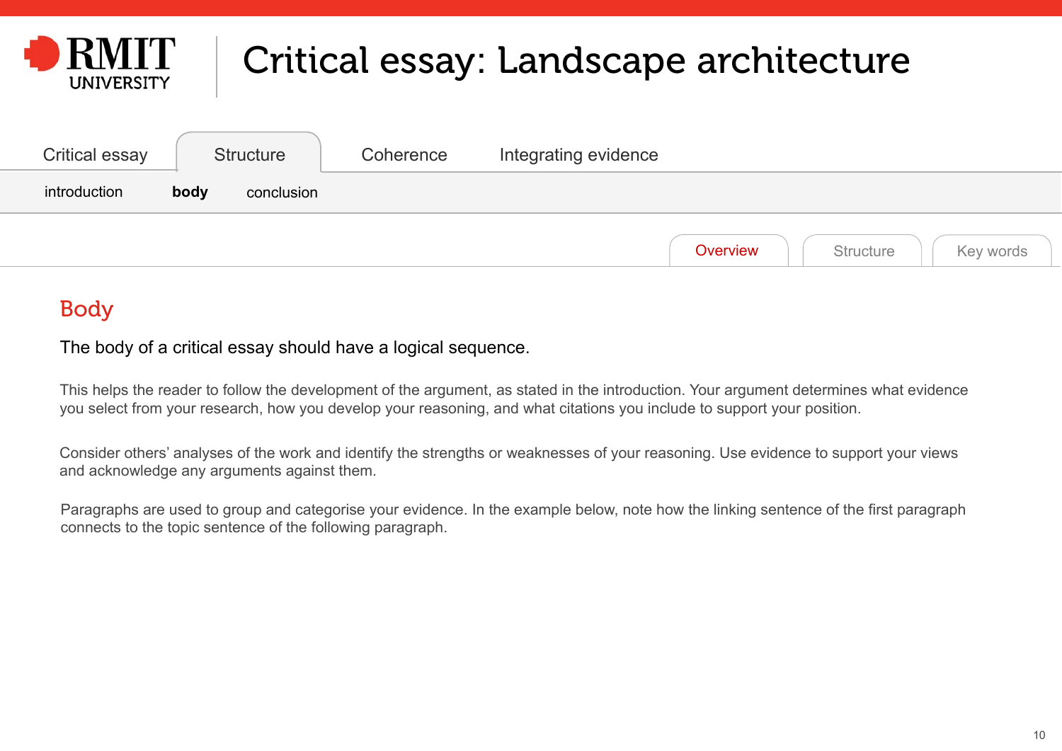# Critical essay: Landscape architecture

Critical essay | Structure | Coherence | Integrating evidence

introduction | **body** | conclusion

Overview | Structure | Key words

## Body

The body of a critical essay should have a logical sequence.

This helps the reader to follow the development of the argument, as stated in the introduction. Your argument determines what evidence you select from your research, how you develop your reasoning, and what citations you include to support your position.

Consider others' analyses of the work and identify the strengths or weaknesses of your reasoning. Use evidence to support your views and acknowledge any arguments against them.

Paragraphs are used to group and categorise your evidence. In the example below, note how the linking sentence of the first paragraph connects to the topic sentence of the following paragraph.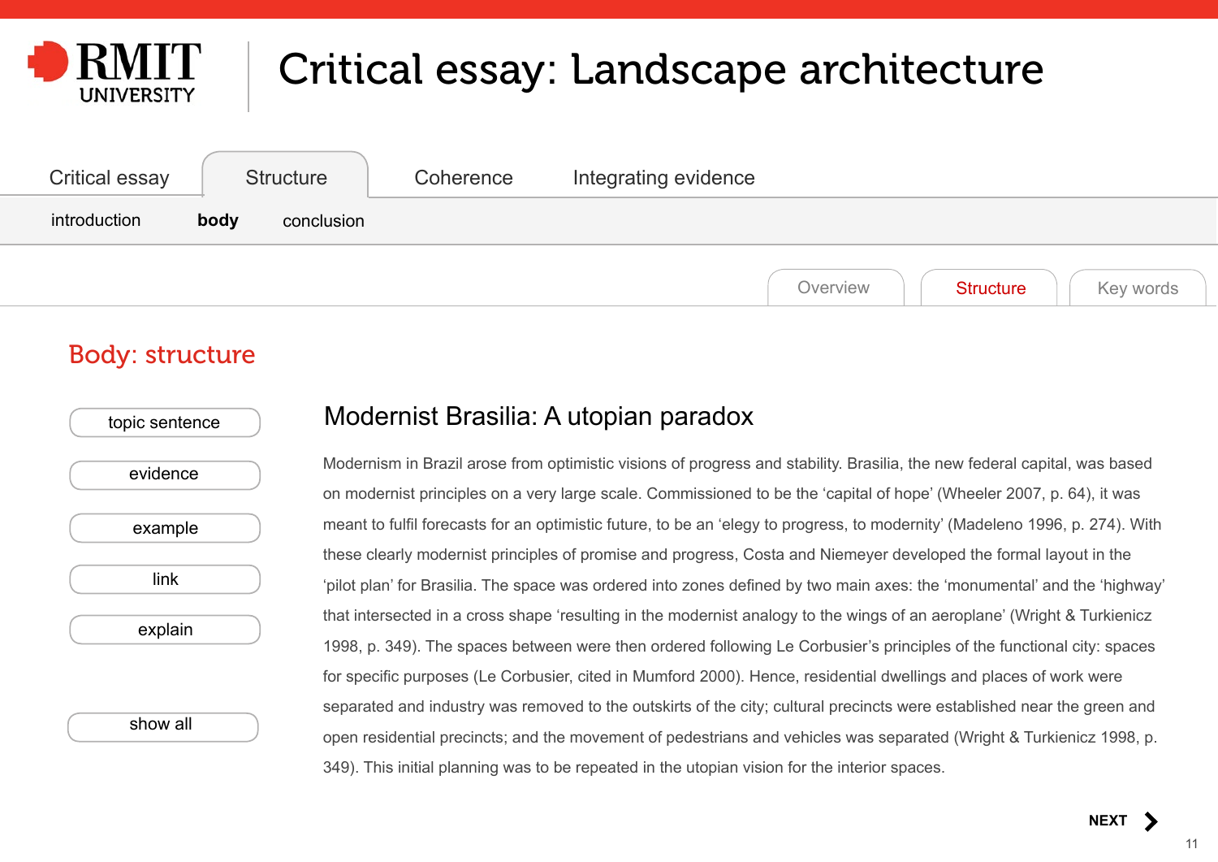# Critical essay: Landscape architecture

Critical essay | Structure | Coherence | Integrating evidence

introduction | **body** | conclusion

Overview | Structure | Key words

## Body: structure

- topic sentence
- evidence
- example
- link
- explain
- show all

### Modernist Brasilia: A utopian paradox

Modernism in Brazil arose from optimistic visions of progress and stability. Brasilia, the new federal capital, was based on modernist principles on a very large scale. Commissioned to be the 'capital of hope' (Wheeler 2007, p. 64), it was meant to fulfil forecasts for an optimistic future, to be an 'elegy to progress, to modernity' (Madeleno 1996, p. 274). With these clearly modernist principles of promise and progress, Costa and Niemeyer developed the formal layout in the 'pilot plan' for Brasilia. The space was ordered into zones defined by two main axes: the 'monumental' and the 'highway' that intersected in a cross shape 'resulting in the modernist analogy to the wings of an aeroplane' (Wright & Turkienicz 1998, p. 349). The spaces between were then ordered following Le Corbusier's principles of the functional city: spaces for specific purposes (Le Corbusier, cited in Mumford 2000). Hence, residential dwellings and places of work were separated and industry was removed to the outskirts of the city; cultural precincts were established near the green and open residential precincts; and the movement of pedestrians and vehicles was separated (Wright & Turkienicz 1998, p. 349). This initial planning was to be repeated in the utopian vision for the interior spaces.

**NEXT**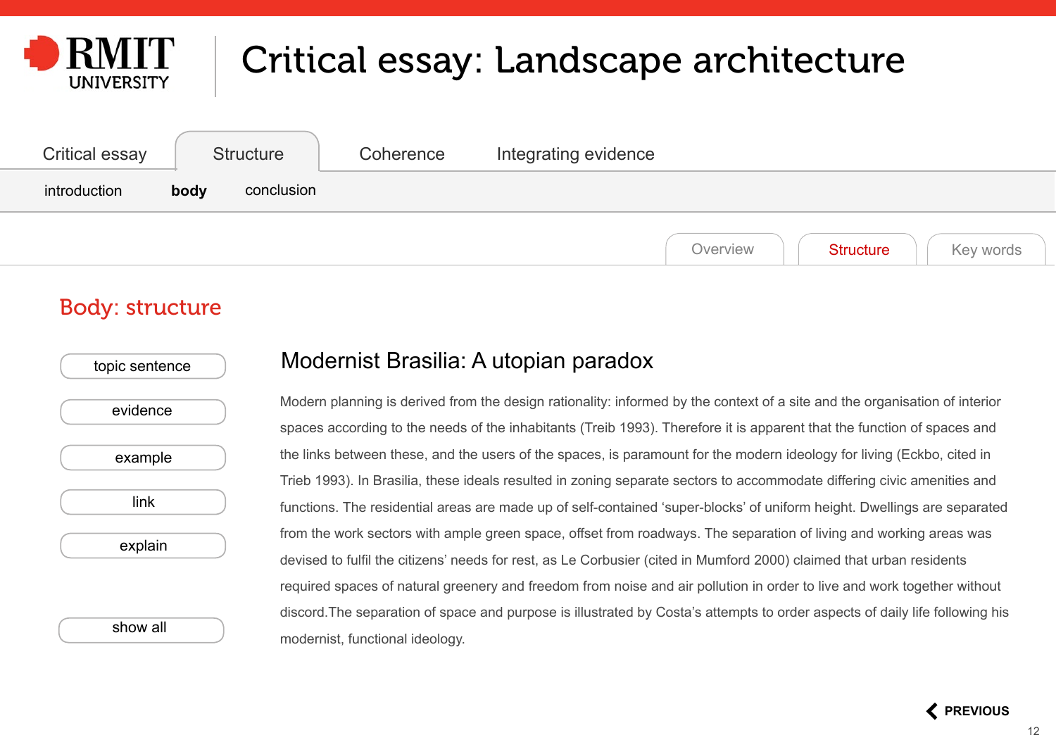# Critical essay: Landscape architecture

Critical essay | Structure | Coherence | Integrating evidence

introduction | **body** | conclusion

Overview | Structure | Key words

## Body: structure

- topic sentence
- evidence
- example
- link
- explain

show all

### Modernist Brasilia: A utopian paradox

Modern planning is derived from the design rationality: informed by the context of a site and the organisation of interior spaces according to the needs of the inhabitants (Treib 1993). Therefore it is apparent that the function of spaces and the links between these, and the users of the spaces, is paramount for the modern ideology for living (Eckbo, cited in Trieb 1993). In Brasilia, these ideals resulted in zoning separate sectors to accommodate differing civic amenities and functions. The residential areas are made up of self-contained 'super-blocks' of uniform height. Dwellings are separated from the work sectors with ample green space, offset from roadways. The separation of living and working areas was devised to fulfil the citizens' needs for rest, as Le Corbusier (cited in Mumford 2000) claimed that urban residents required spaces of natural greenery and freedom from noise and air pollution in order to live and work together without discord.The separation of space and purpose is illustrated by Costa's attempts to order aspects of daily life following his modernist, functional ideology.

PREVIOUS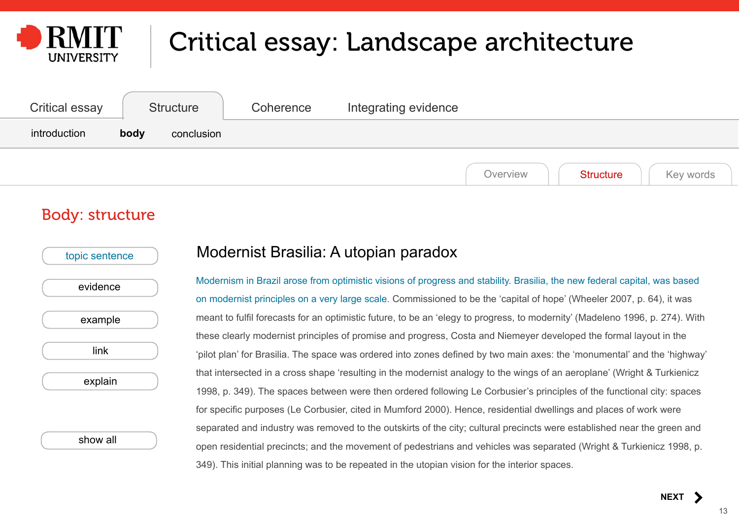# Critical essay: Landscape architecture

Critical essay | Structure | Coherence | Integrating evidence

introduction | **body** | conclusion

Overview | Structure | Key words

## Body: structure

- topic sentence
- evidence
- example
- link
- explain
- show all

### Modernist Brasilia: A utopian paradox

Modernism in Brazil arose from optimistic visions of progress and stability. Brasilia, the new federal capital, was based on modernist principles on a very large scale. Commissioned to be the 'capital of hope' (Wheeler 2007, p. 64), it was meant to fulfil forecasts for an optimistic future, to be an 'elegy to progress, to modernity' (Madeleno 1996, p. 274). With these clearly modernist principles of promise and progress, Costa and Niemeyer developed the formal layout in the 'pilot plan' for Brasilia. The space was ordered into zones defined by two main axes: the 'monumental' and the 'highway' that intersected in a cross shape 'resulting in the modernist analogy to the wings of an aeroplane' (Wright & Turkienicz 1998, p. 349). The spaces between were then ordered following Le Corbusier's principles of the functional city: spaces for specific purposes (Le Corbusier, cited in Mumford 2000). Hence, residential dwellings and places of work were separated and industry was removed to the outskirts of the city; cultural precincts were established near the green and open residential precincts; and the movement of pedestrians and vehicles was separated (Wright & Turkienicz 1998, p. 349). This initial planning was to be repeated in the utopian vision for the interior spaces.

NEXT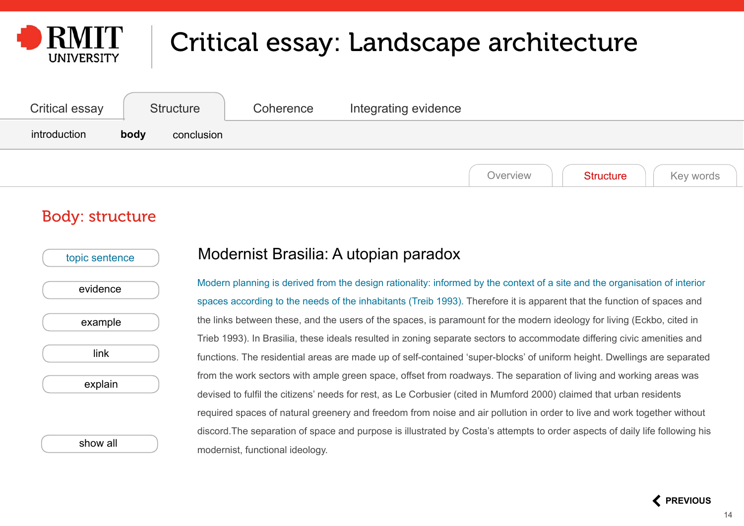# Critical essay: Landscape architecture

Critical essay | Structure | Coherence | Integrating evidence

introduction | **body** | conclusion

Overview | Structure | Key words

## Body: structure

topic sentence

evidence

example

link

explain

show all

### Modernist Brasilia: A utopian paradox

Modern planning is derived from the design rationality: informed by the context of a site and the organisation of interior spaces according to the needs of the inhabitants (Treib 1993). Therefore it is apparent that the function of spaces and the links between these, and the users of the spaces, is paramount for the modern ideology for living (Eckbo, cited in Trieb 1993). In Brasilia, these ideals resulted in zoning separate sectors to accommodate differing civic amenities and functions. The residential areas are made up of self-contained 'super-blocks' of uniform height. Dwellings are separated from the work sectors with ample green space, offset from roadways. The separation of living and working areas was devised to fulfil the citizens' needs for rest, as Le Corbusier (cited in Mumford 2000) claimed that urban residents required spaces of natural greenery and freedom from noise and air pollution in order to live and work together without discord.The separation of space and purpose is illustrated by Costa's attempts to order aspects of daily life following his modernist, functional ideology.

PREVIOUS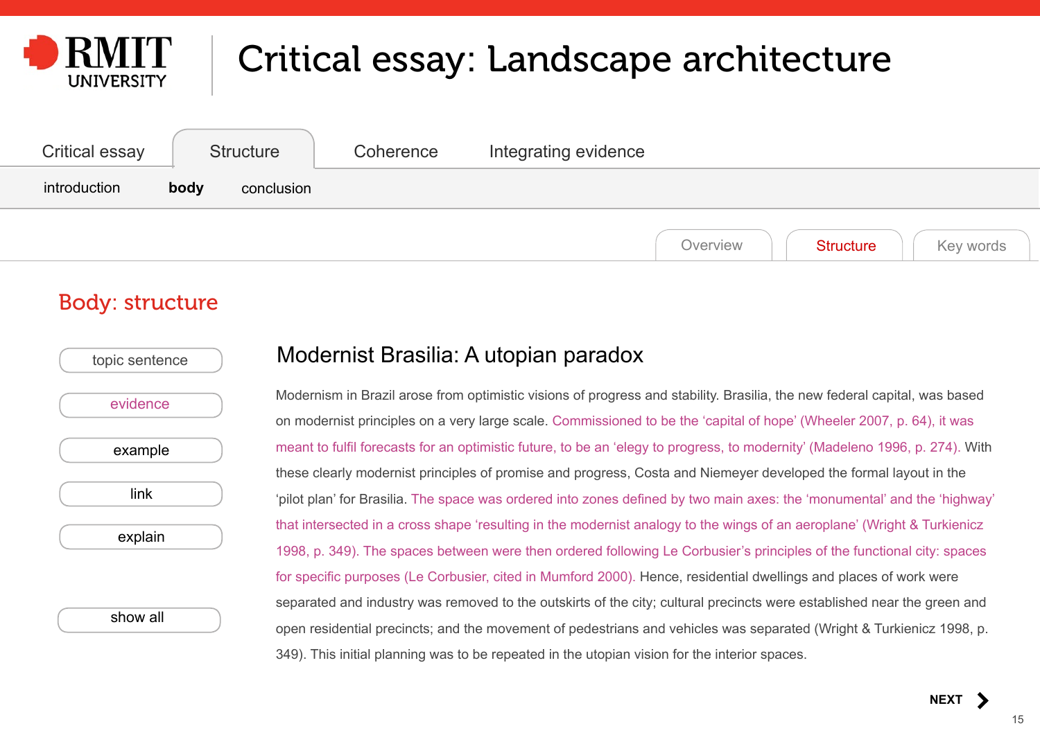# Critical essay: Landscape architecture

Critical essay | Structure | Coherence | Integrating evidence

introduction | **body** | conclusion

Overview | Structure | Key words

## Body: structure

topic sentence

evidence

example

link

explain

show all

### Modernist Brasilia: A utopian paradox

Modernism in Brazil arose from optimistic visions of progress and stability. Brasilia, the new federal capital, was based on modernist principles on a very large scale. Commissioned to be the 'capital of hope' (Wheeler 2007, p. 64), it was meant to fulfil forecasts for an optimistic future, to be an 'elegy to progress, to modernity' (Madeleno 1996, p. 274). With these clearly modernist principles of promise and progress, Costa and Niemeyer developed the formal layout in the 'pilot plan' for Brasilia. The space was ordered into zones defined by two main axes: the 'monumental' and the 'highway' that intersected in a cross shape 'resulting in the modernist analogy to the wings of an aeroplane' (Wright & Turkienicz 1998, p. 349). The spaces between were then ordered following Le Corbusier's principles of the functional city: spaces for specific purposes (Le Corbusier, cited in Mumford 2000). Hence, residential dwellings and places of work were separated and industry was removed to the outskirts of the city; cultural precincts were established near the green and open residential precincts; and the movement of pedestrians and vehicles was separated (Wright & Turkienicz 1998, p. 349). This initial planning was to be repeated in the utopian vision for the interior spaces.

NEXT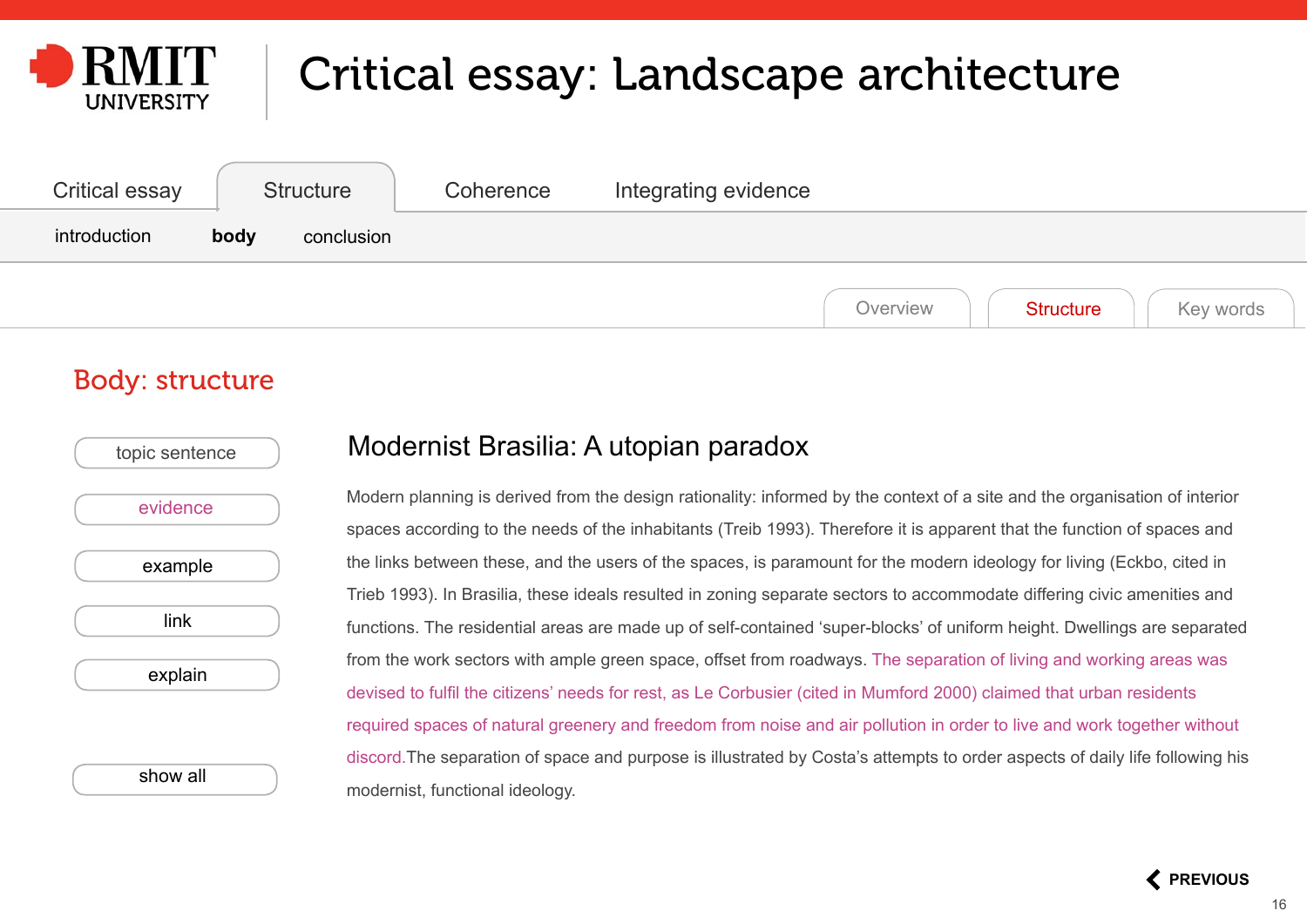# Critical essay: Landscape architecture

Critical essay | Structure | Coherence | Integrating evidence

introduction | **body** | conclusion

Overview | Structure | Key words

## Body: structure

- topic sentence
- evidence
- example
- link
- explain
- show all

### Modernist Brasilia: A utopian paradox

Modern planning is derived from the design rationality: informed by the context of a site and the organisation of interior spaces according to the needs of the inhabitants (Treib 1993). Therefore it is apparent that the function of spaces and the links between these, and the users of the spaces, is paramount for the modern ideology for living (Eckbo, cited in Trieb 1993). In Brasilia, these ideals resulted in zoning separate sectors to accommodate differing civic amenities and functions. The residential areas are made up of self-contained 'super-blocks' of uniform height. Dwellings are separated from the work sectors with ample green space, offset from roadways. The separation of living and working areas was devised to fulfil the citizens' needs for rest, as Le Corbusier (cited in Mumford 2000) claimed that urban residents required spaces of natural greenery and freedom from noise and air pollution in order to live and work together without discord.The separation of space and purpose is illustrated by Costa's attempts to order aspects of daily life following his modernist, functional ideology.

PREVIOUS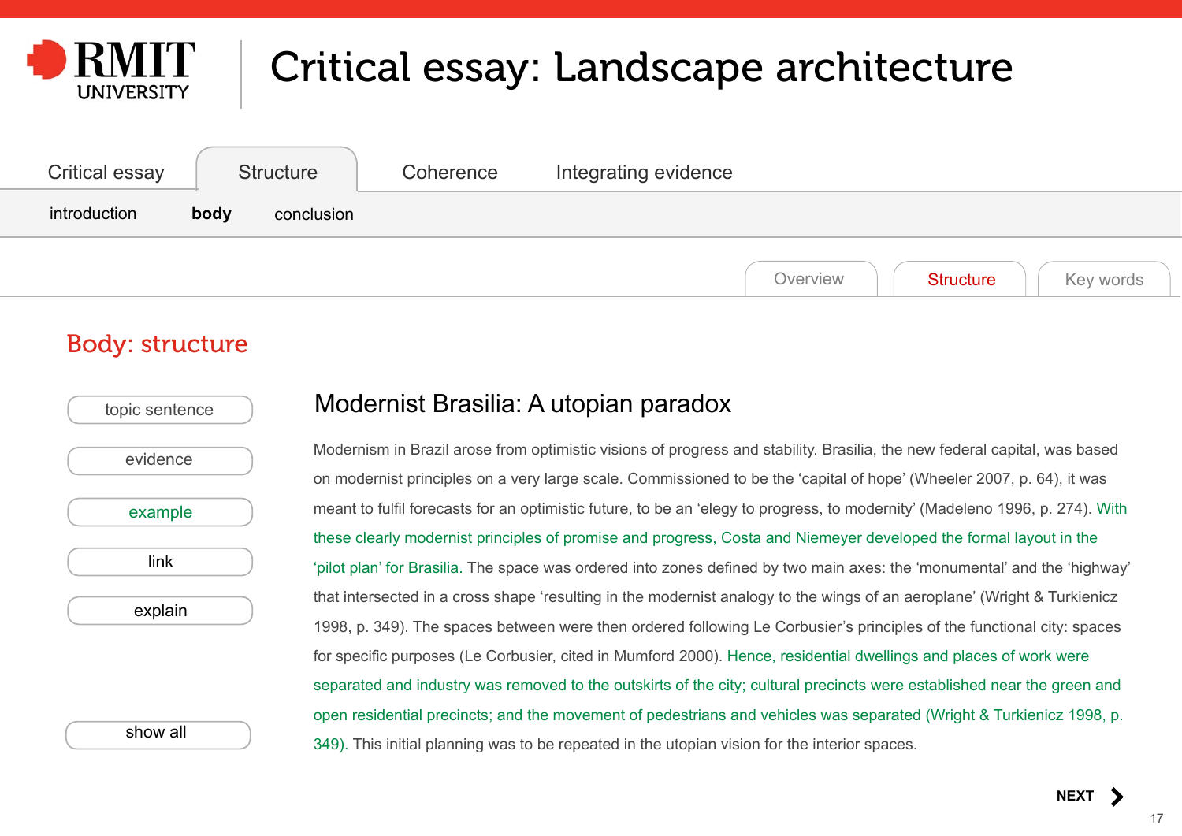# Critical essay: Landscape architecture

Critical essay | Structure | Coherence | Integrating evidence

introduction | **body** | conclusion

Overview | Structure | Key words

## Body: structure

- topic sentence
- evidence
- example
- link
- explain

show all

### Modernist Brasilia: A utopian paradox

Modernism in Brazil arose from optimistic visions of progress and stability. Brasilia, the new federal capital, was based on modernist principles on a very large scale. Commissioned to be the 'capital of hope' (Wheeler 2007, p. 64), it was meant to fulfil forecasts for an optimistic future, to be an 'elegy to progress, to modernity' (Madeleno 1996, p. 274). With these clearly modernist principles of promise and progress, Costa and Niemeyer developed the formal layout in the 'pilot plan' for Brasilia. The space was ordered into zones defined by two main axes: the 'monumental' and the 'highway' that intersected in a cross shape 'resulting in the modernist analogy to the wings of an aeroplane' (Wright & Turkienicz 1998, p. 349). The spaces between were then ordered following Le Corbusier's principles of the functional city: spaces for specific purposes (Le Corbusier, cited in Mumford 2000). Hence, residential dwellings and places of work were separated and industry was removed to the outskirts of the city; cultural precincts were established near the green and open residential precincts; and the movement of pedestrians and vehicles was separated (Wright & Turkienicz 1998, p. 349). This initial planning was to be repeated in the utopian vision for the interior spaces.

NEXT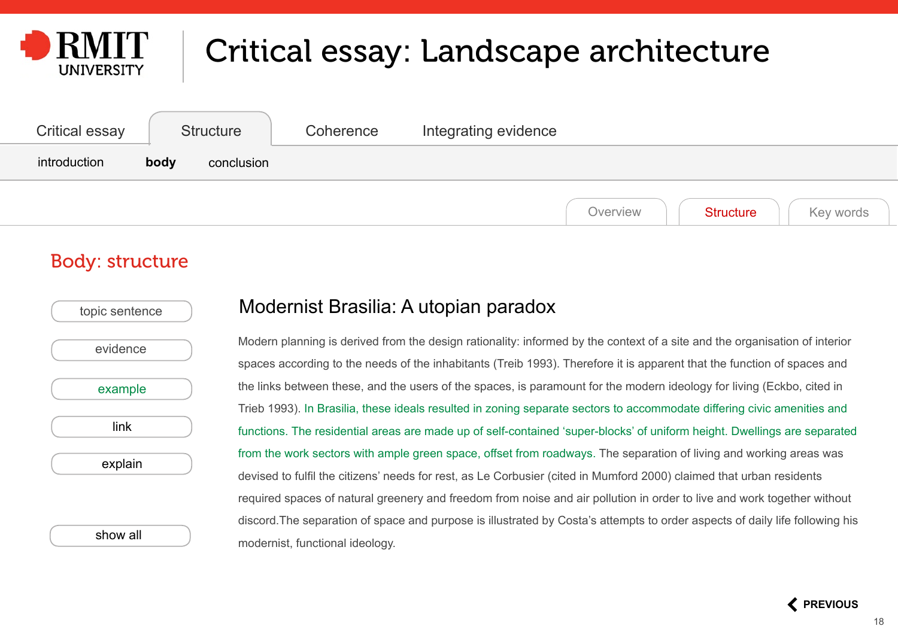# Critical essay: Landscape architecture

Critical essay | Structure | Coherence | Integrating evidence

introduction | **body** | conclusion

Overview | Structure | Key words

## Body: structure

- topic sentence
- evidence
- example
- link
- explain
- show all

### Modernist Brasilia: A utopian paradox

Modern planning is derived from the design rationality: informed by the context of a site and the organisation of interior spaces according to the needs of the inhabitants (Treib 1993). Therefore it is apparent that the function of spaces and the links between these, and the users of the spaces, is paramount for the modern ideology for living (Eckbo, cited in Trieb 1993). In Brasilia, these ideals resulted in zoning separate sectors to accommodate differing civic amenities and functions. The residential areas are made up of self-contained 'super-blocks' of uniform height. Dwellings are separated from the work sectors with ample green space, offset from roadways. The separation of living and working areas was devised to fulfil the citizens' needs for rest, as Le Corbusier (cited in Mumford 2000) claimed that urban residents required spaces of natural greenery and freedom from noise and air pollution in order to live and work together without discord.The separation of space and purpose is illustrated by Costa's attempts to order aspects of daily life following his modernist, functional ideology.

PREVIOUS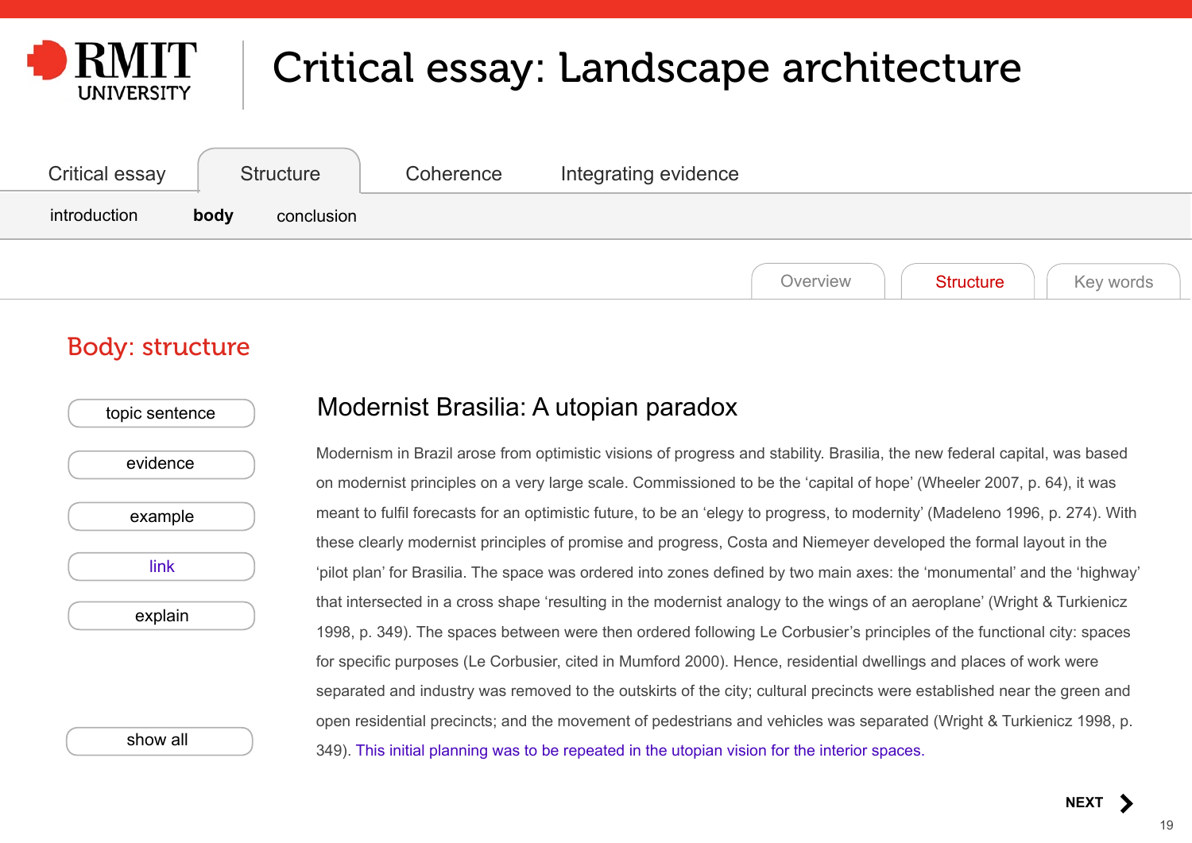# Critical essay: Landscape architecture

Critical essay | Structure | Coherence | Integrating evidence

introduction | **body** | conclusion

Overview | Structure | Key words

## Body: structure

- topic sentence
- evidence
- example
- link
- explain

show all

### Modernist Brasilia: A utopian paradox

Modernism in Brazil arose from optimistic visions of progress and stability. Brasilia, the new federal capital, was based on modernist principles on a very large scale. Commissioned to be the 'capital of hope' (Wheeler 2007, p. 64), it was meant to fulfil forecasts for an optimistic future, to be an 'elegy to progress, to modernity' (Madeleno 1996, p. 274). With these clearly modernist principles of promise and progress, Costa and Niemeyer developed the formal layout in the 'pilot plan' for Brasilia. The space was ordered into zones defined by two main axes: the 'monumental' and the 'highway' that intersected in a cross shape 'resulting in the modernist analogy to the wings of an aeroplane' (Wright & Turkienicz 1998, p. 349). The spaces between were then ordered following Le Corbusier's principles of the functional city: spaces for specific purposes (Le Corbusier, cited in Mumford 2000). Hence, residential dwellings and places of work were separated and industry was removed to the outskirts of the city; cultural precincts were established near the green and open residential precincts; and the movement of pedestrians and vehicles was separated (Wright & Turkienicz 1998, p. 349). This initial planning was to be repeated in the utopian vision for the interior spaces.

**NEXT**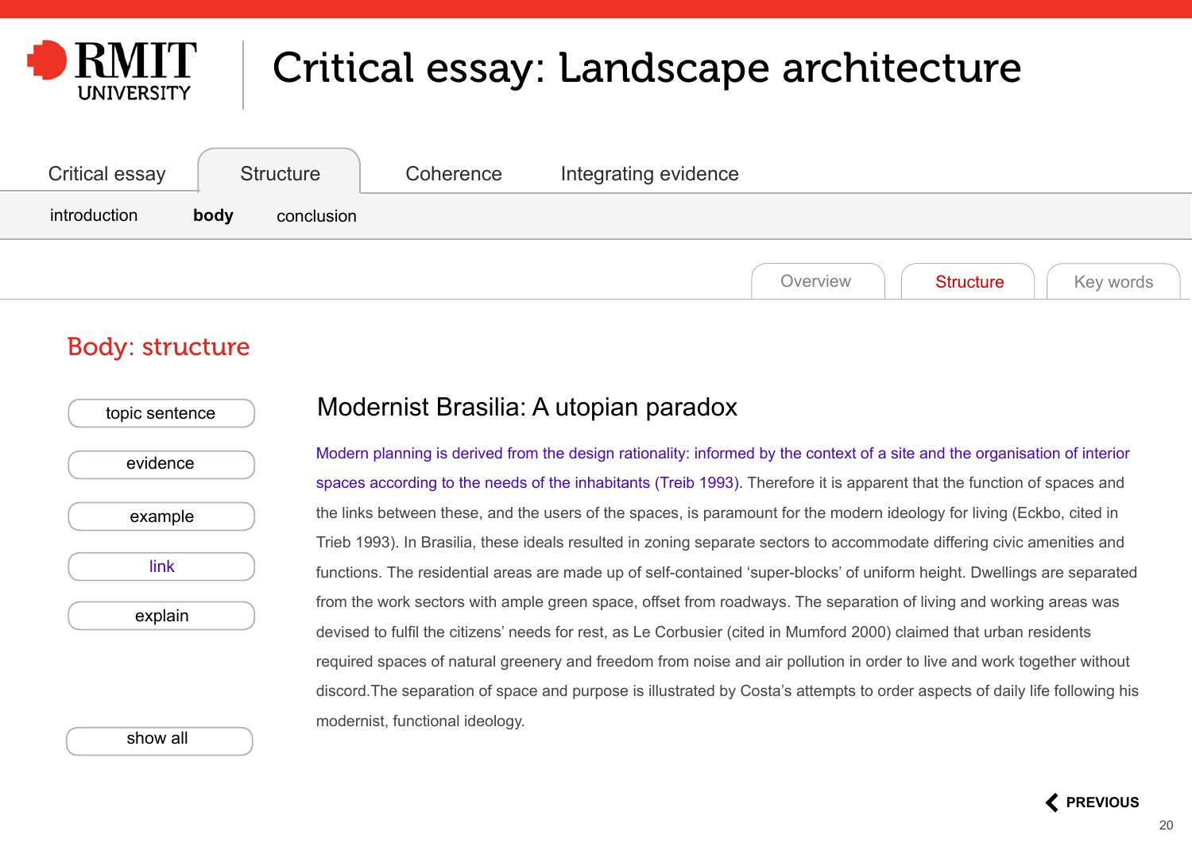# Critical essay: Landscape architecture

Critical essay | Structure | Coherence | Integrating evidence

introduction | **body** | conclusion

Overview | Structure | Key words

## Body: structure

- topic sentence
- evidence
- example
- link
- explain

show all

### Modernist Brasilia: A utopian paradox

Modern planning is derived from the design rationality: informed by the context of a site and the organisation of interior spaces according to the needs of the inhabitants (Treib 1993). Therefore it is apparent that the function of spaces and the links between these, and the users of the spaces, is paramount for the modern ideology for living (Eckbo, cited in Trieb 1993). In Brasilia, these ideals resulted in zoning separate sectors to accommodate differing civic amenities and functions. The residential areas are made up of self-contained 'super-blocks' of uniform height. Dwellings are separated from the work sectors with ample green space, offset from roadways. The separation of living and working areas was devised to fulfil the citizens' needs for rest, as Le Corbusier (cited in Mumford 2000) claimed that urban residents required spaces of natural greenery and freedom from noise and air pollution in order to live and work together without discord.The separation of space and purpose is illustrated by Costa's attempts to order aspects of daily life following his modernist, functional ideology.

PREVIOUS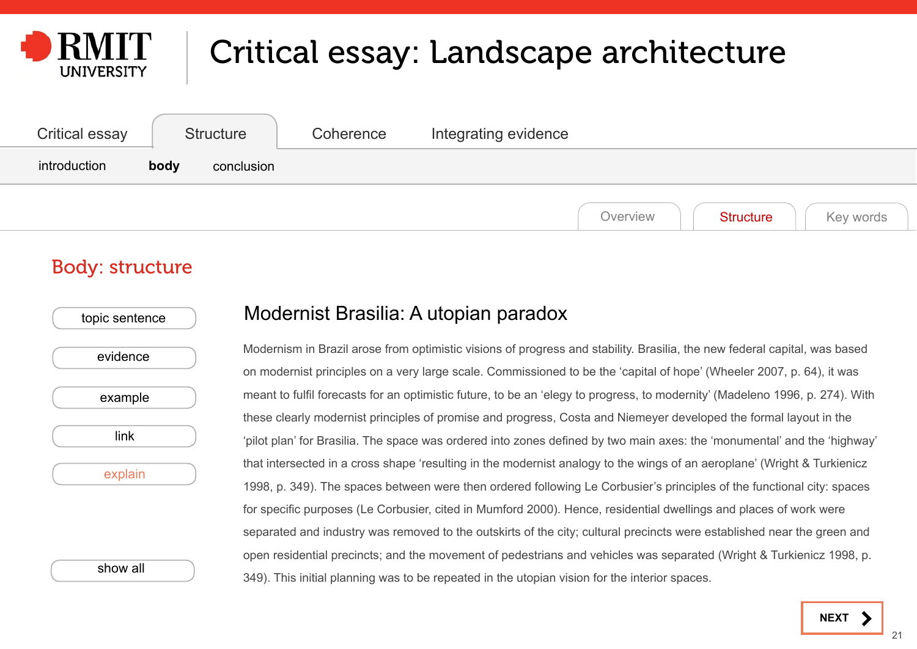# Critical essay: Landscape architecture

Critical essay | Structure | Coherence | Integrating evidence

introduction | **body** | conclusion

Overview | Structure | Key words

## Body: structure

- topic sentence
- evidence
- example
- link
- explain
- show all

### Modernist Brasilia: A utopian paradox

Modernism in Brazil arose from optimistic visions of progress and stability. Brasilia, the new federal capital, was based on modernist principles on a very large scale. Commissioned to be the 'capital of hope' (Wheeler 2007, p. 64), it was meant to fulfil forecasts for an optimistic future, to be an 'elegy to progress, to modernity' (Madeleno 1996, p. 274). With these clearly modernist principles of promise and progress, Costa and Niemeyer developed the formal layout in the 'pilot plan' for Brasilia. The space was ordered into zones defined by two main axes: the 'monumental' and the 'highway' that intersected in a cross shape 'resulting in the modernist analogy to the wings of an aeroplane' (Wright & Turkienicz 1998, p. 349). The spaces between were then ordered following Le Corbusier's principles of the functional city: spaces for specific purposes (Le Corbusier, cited in Mumford 2000). Hence, residential dwellings and places of work were separated and industry was removed to the outskirts of the city; cultural precincts were established near the green and open residential precincts; and the movement of pedestrians and vehicles was separated (Wright & Turkienicz 1998, p. 349). This initial planning was to be repeated in the utopian vision for the interior spaces.

NEXT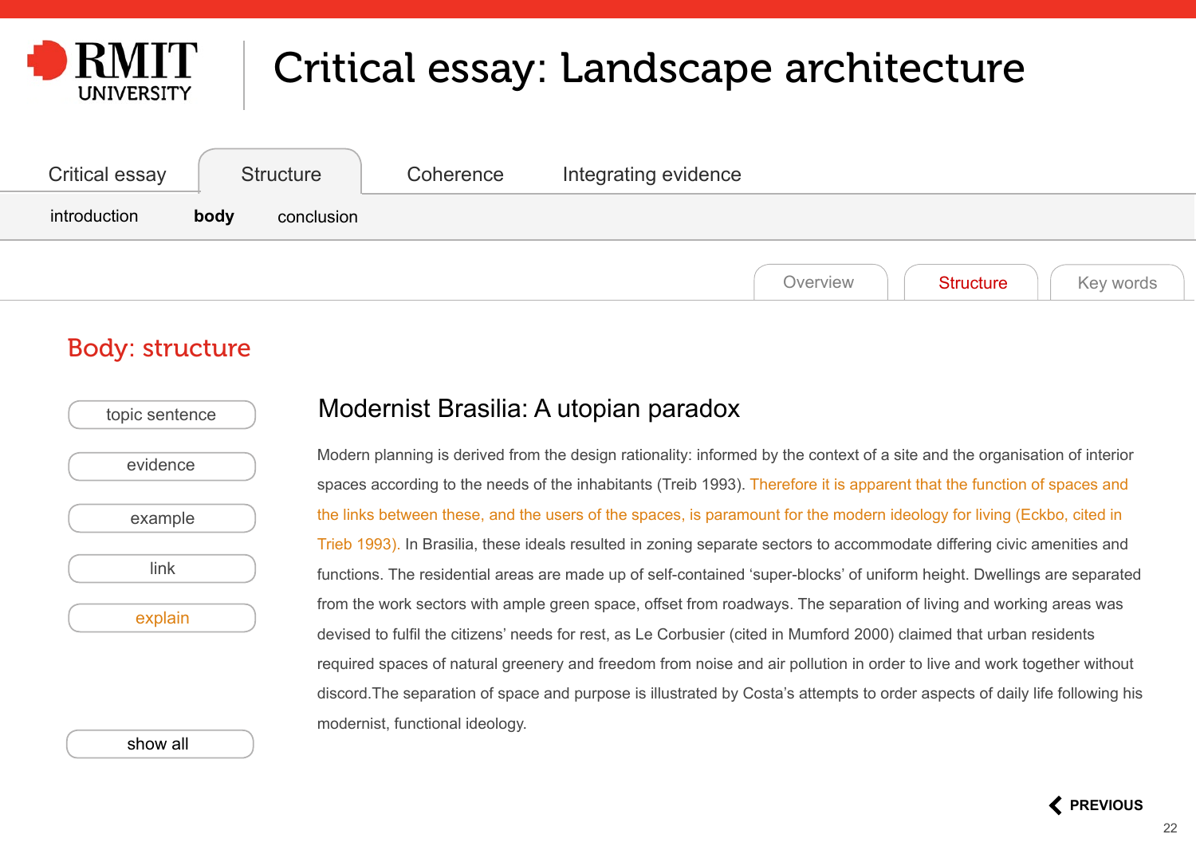# Critical essay: Landscape architecture

Critical essay | Structure | Coherence | Integrating evidence

introduction | **body** | conclusion

Overview | Structure | Key words

## Body: structure

- topic sentence
- evidence
- example
- link
- explain

show all

### Modernist Brasilia: A utopian paradox

Modern planning is derived from the design rationality: informed by the context of a site and the organisation of interior spaces according to the needs of the inhabitants (Treib 1993). Therefore it is apparent that the function of spaces and the links between these, and the users of the spaces, is paramount for the modern ideology for living (Eckbo, cited in Trieb 1993). In Brasilia, these ideals resulted in zoning separate sectors to accommodate differing civic amenities and functions. The residential areas are made up of self-contained 'super-blocks' of uniform height. Dwellings are separated from the work sectors with ample green space, offset from roadways. The separation of living and working areas was devised to fulfil the citizens' needs for rest, as Le Corbusier (cited in Mumford 2000) claimed that urban residents required spaces of natural greenery and freedom from noise and air pollution in order to live and work together without discord.The separation of space and purpose is illustrated by Costa's attempts to order aspects of daily life following his modernist, functional ideology.

PREVIOUS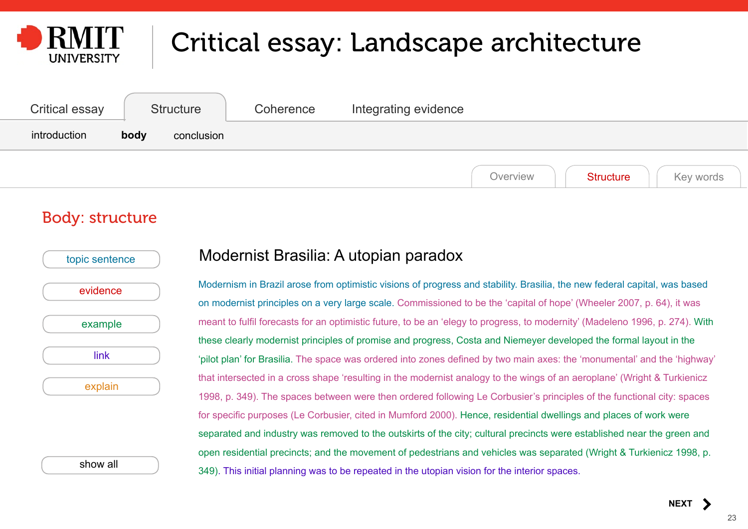# Critical essay: Landscape architecture

Critical essay | Structure | Coherence | Integrating evidence

introduction | **body** | conclusion

Overview | Structure | Key words

## Body: structure

- topic sentence
- evidence
- example
- link
- explain

show all

### Modernist Brasilia: A utopian paradox

Modernism in Brazil arose from optimistic visions of progress and stability. Brasilia, the new federal capital, was based on modernist principles on a very large scale. Commissioned to be the 'capital of hope' (Wheeler 2007, p. 64), it was meant to fulfil forecasts for an optimistic future, to be an 'elegy to progress, to modernity' (Madeleno 1996, p. 274). With these clearly modernist principles of promise and progress, Costa and Niemeyer developed the formal layout in the 'pilot plan' for Brasilia. The space was ordered into zones defined by two main axes: the 'monumental' and the 'highway' that intersected in a cross shape 'resulting in the modernist analogy to the wings of an aeroplane' (Wright & Turkienicz 1998, p. 349). The spaces between were then ordered following Le Corbusier's principles of the functional city: spaces for specific purposes (Le Corbusier, cited in Mumford 2000). Hence, residential dwellings and places of work were separated and industry was removed to the outskirts of the city; cultural precincts were established near the green and open residential precincts; and the movement of pedestrians and vehicles was separated (Wright & Turkienicz 1998, p. 349). This initial planning was to be repeated in the utopian vision for the interior spaces.

NEXT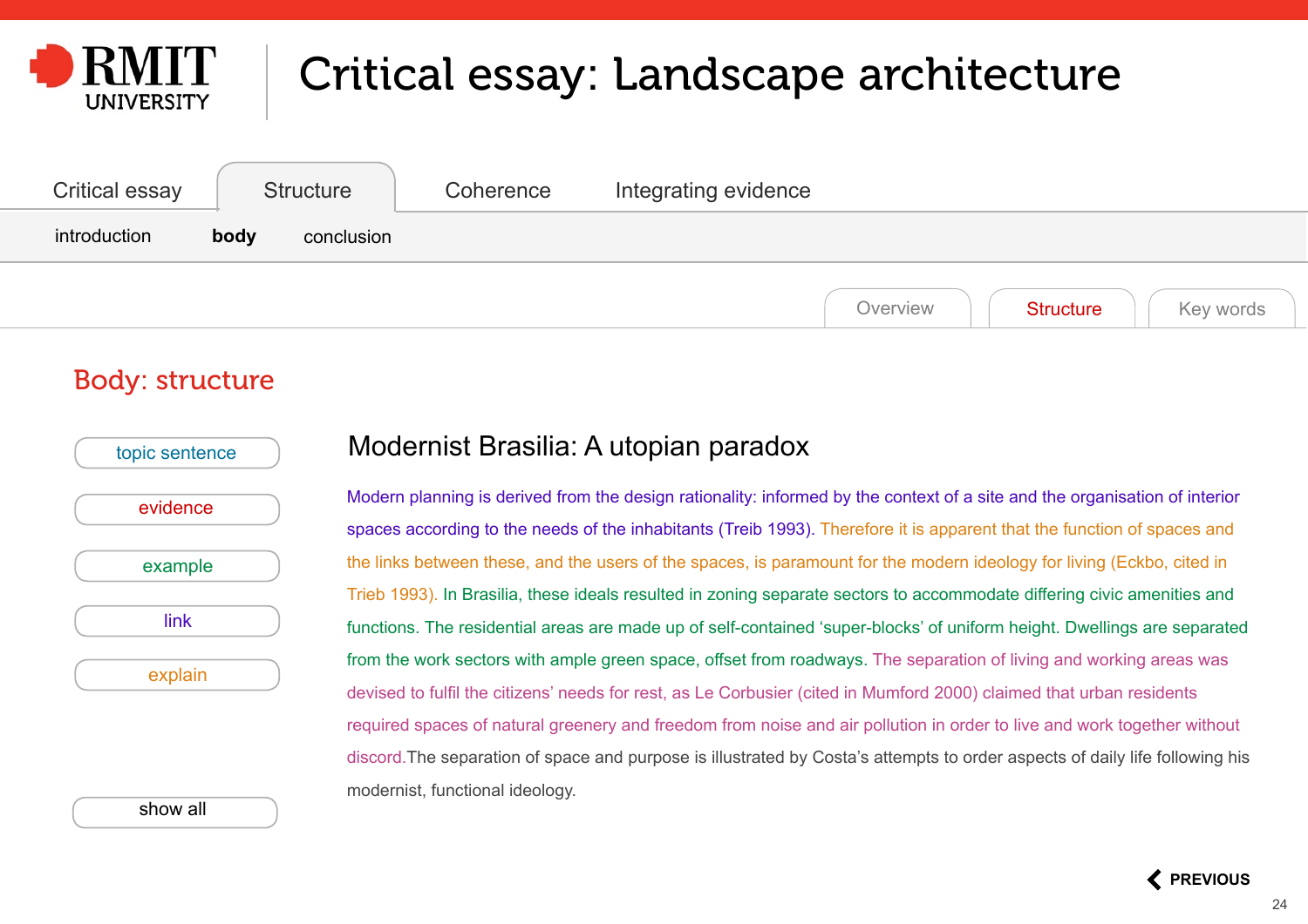# Critical essay: Landscape architecture

Critical essay | Structure | Coherence | Integrating evidence

introduction | **body** | conclusion

Overview | Structure | Key words

## Body: structure

- topic sentence
- evidence
- example
- link
- explain
- show all

### Modernist Brasilia: A utopian paradox

Modern planning is derived from the design rationality: informed by the context of a site and the organisation of interior spaces according to the needs of the inhabitants (Treib 1993). Therefore it is apparent that the function of spaces and the links between these, and the users of the spaces, is paramount for the modern ideology for living (Eckbo, cited in Trieb 1993). In Brasilia, these ideals resulted in zoning separate sectors to accommodate differing civic amenities and functions. The residential areas are made up of self-contained 'super-blocks' of uniform height. Dwellings are separated from the work sectors with ample green space, offset from roadways. The separation of living and working areas was devised to fulfil the citizens' needs for rest, as Le Corbusier (cited in Mumford 2000) claimed that urban residents required spaces of natural greenery and freedom from noise and air pollution in order to live and work together without discord.The separation of space and purpose is illustrated by Costa's attempts to order aspects of daily life following his modernist, functional ideology.

PREVIOUS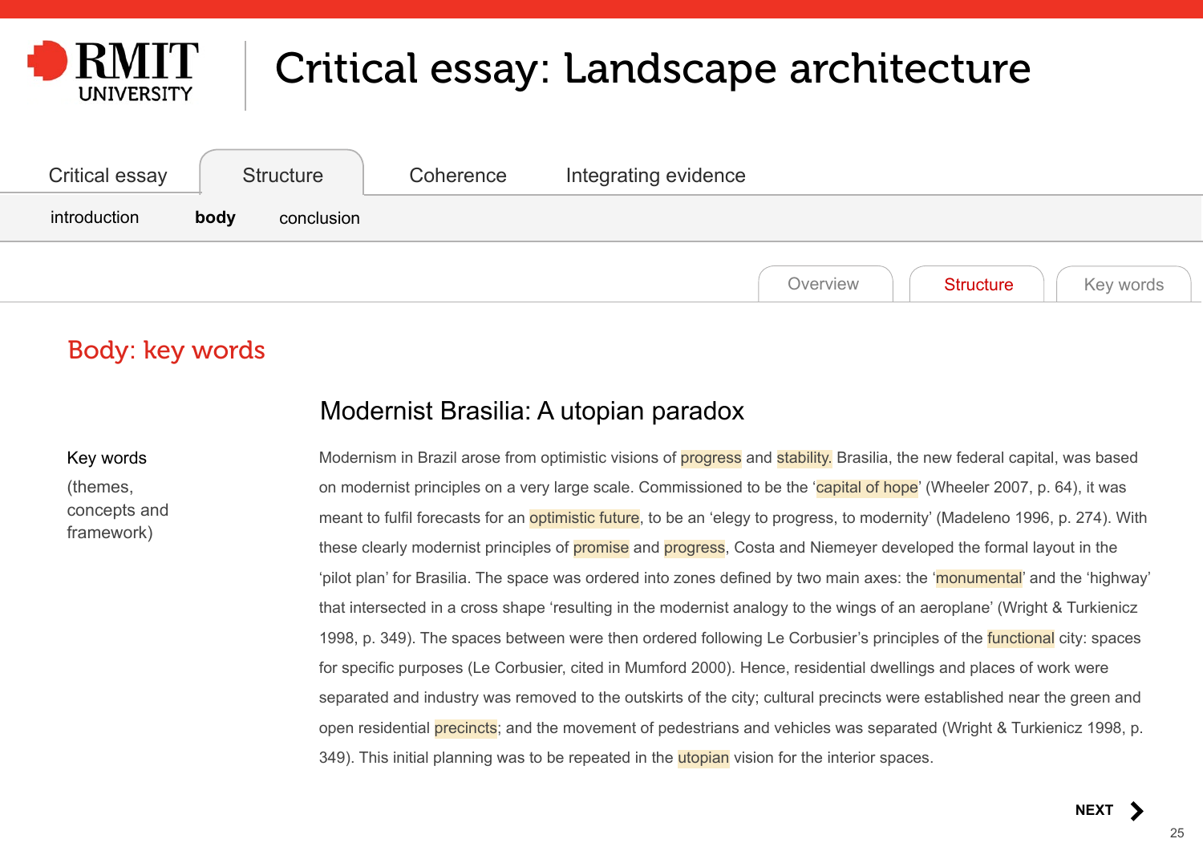# Critical essay: Landscape architecture

Critical essay | Structure | Coherence | Integrating evidence

introduction | **body** | conclusion

Overview | Structure | Key words

## Body: key words

### Modernist Brasilia: A utopian paradox

Key words (themes, concepts and framework)

Modernism in Brazil arose from optimistic visions of progress and stability. Brasilia, the new federal capital, was based on modernist principles on a very large scale. Commissioned to be the 'capital of hope' (Wheeler 2007, p. 64), it was meant to fulfil forecasts for an optimistic future, to be an 'elegy to progress, to modernity' (Madeleno 1996, p. 274). With these clearly modernist principles of promise and progress, Costa and Niemeyer developed the formal layout in the 'pilot plan' for Brasilia. The space was ordered into zones defined by two main axes: the 'monumental' and the 'highway' that intersected in a cross shape 'resulting in the modernist analogy to the wings of an aeroplane' (Wright & Turkienicz 1998, p. 349). The spaces between were then ordered following Le Corbusier's principles of the functional city: spaces for specific purposes (Le Corbusier, cited in Mumford 2000). Hence, residential dwellings and places of work were separated and industry was removed to the outskirts of the city; cultural precincts were established near the green and open residential precincts; and the movement of pedestrians and vehicles was separated (Wright & Turkienicz 1998, p. 349). This initial planning was to be repeated in the utopian vision for the interior spaces.

NEXT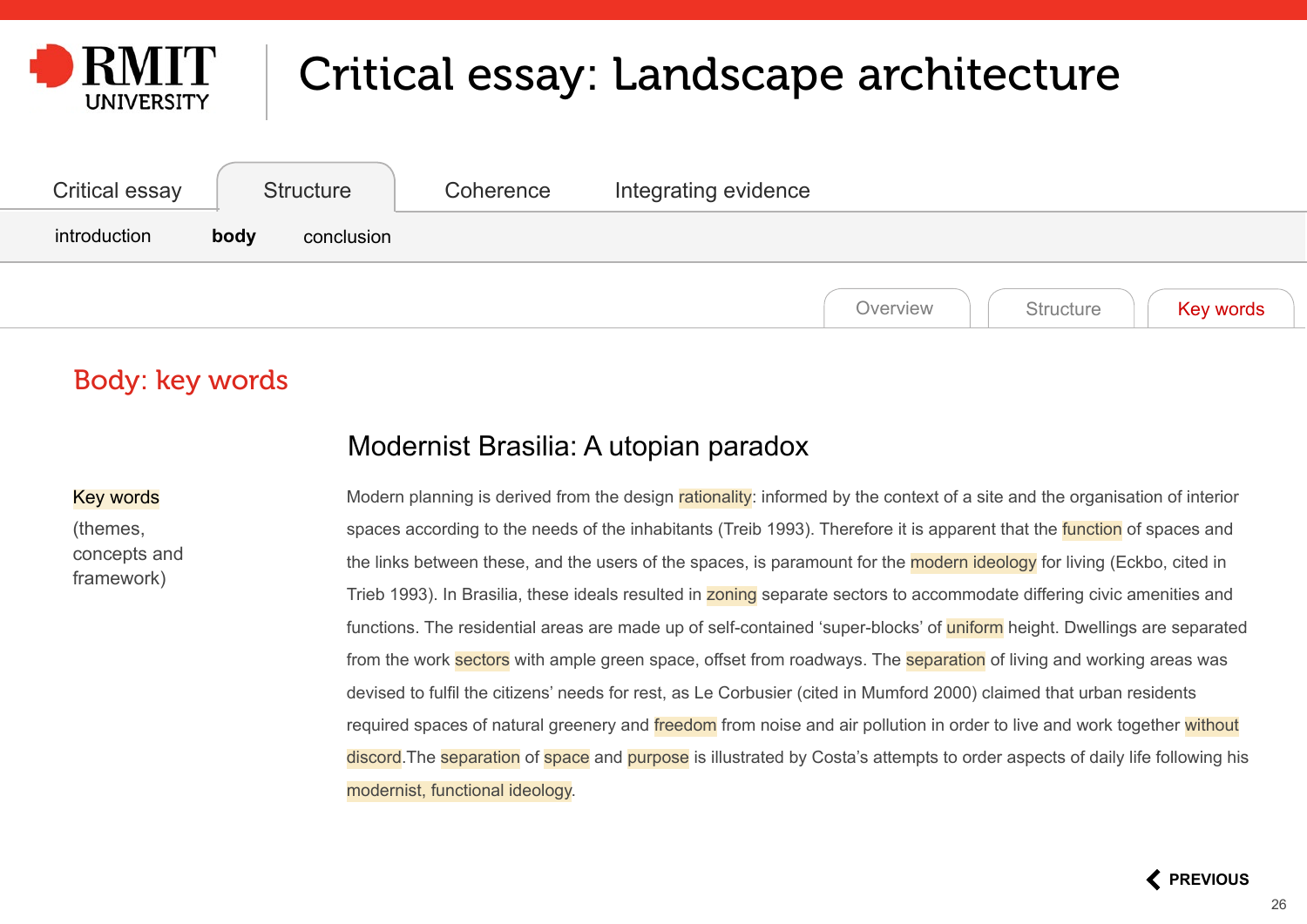# Critical essay: Landscape architecture

Critical essay | Structure | Coherence | Integrating evidence

introduction | **body** | conclusion

Overview | Structure | Key words

## Body: key words

Key words

(themes, concepts and framework)

### Modernist Brasilia: A utopian paradox

Modern planning is derived from the design rationality: informed by the context of a site and the organisation of interior spaces according to the needs of the inhabitants (Treib 1993). Therefore it is apparent that the function of spaces and the links between these, and the users of the spaces, is paramount for the modern ideology for living (Eckbo, cited in Trieb 1993). In Brasilia, these ideals resulted in zoning separate sectors to accommodate differing civic amenities and functions. The residential areas are made up of self-contained 'super-blocks' of uniform height. Dwellings are separated from the work sectors with ample green space, offset from roadways. The separation of living and working areas was devised to fulfil the citizens' needs for rest, as Le Corbusier (cited in Mumford 2000) claimed that urban residents required spaces of natural greenery and freedom from noise and air pollution in order to live and work together without discord.The separation of space and purpose is illustrated by Costa's attempts to order aspects of daily life following his modernist, functional ideology.

PREVIOUS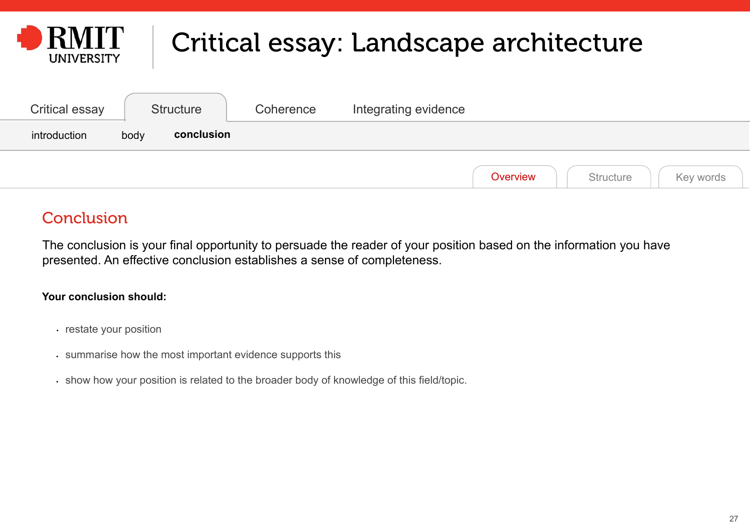# Critical essay: Landscape architecture

Critical essay | Structure | Coherence | Integrating evidence

introduction | body | **conclusion**

Overview | Structure | Key words

## Conclusion

The conclusion is your final opportunity to persuade the reader of your position based on the information you have presented. An effective conclusion establishes a sense of completeness.

**Your conclusion should:**

- restate your position
- summarise how the most important evidence supports this
- show how your position is related to the broader body of knowledge of this field/topic.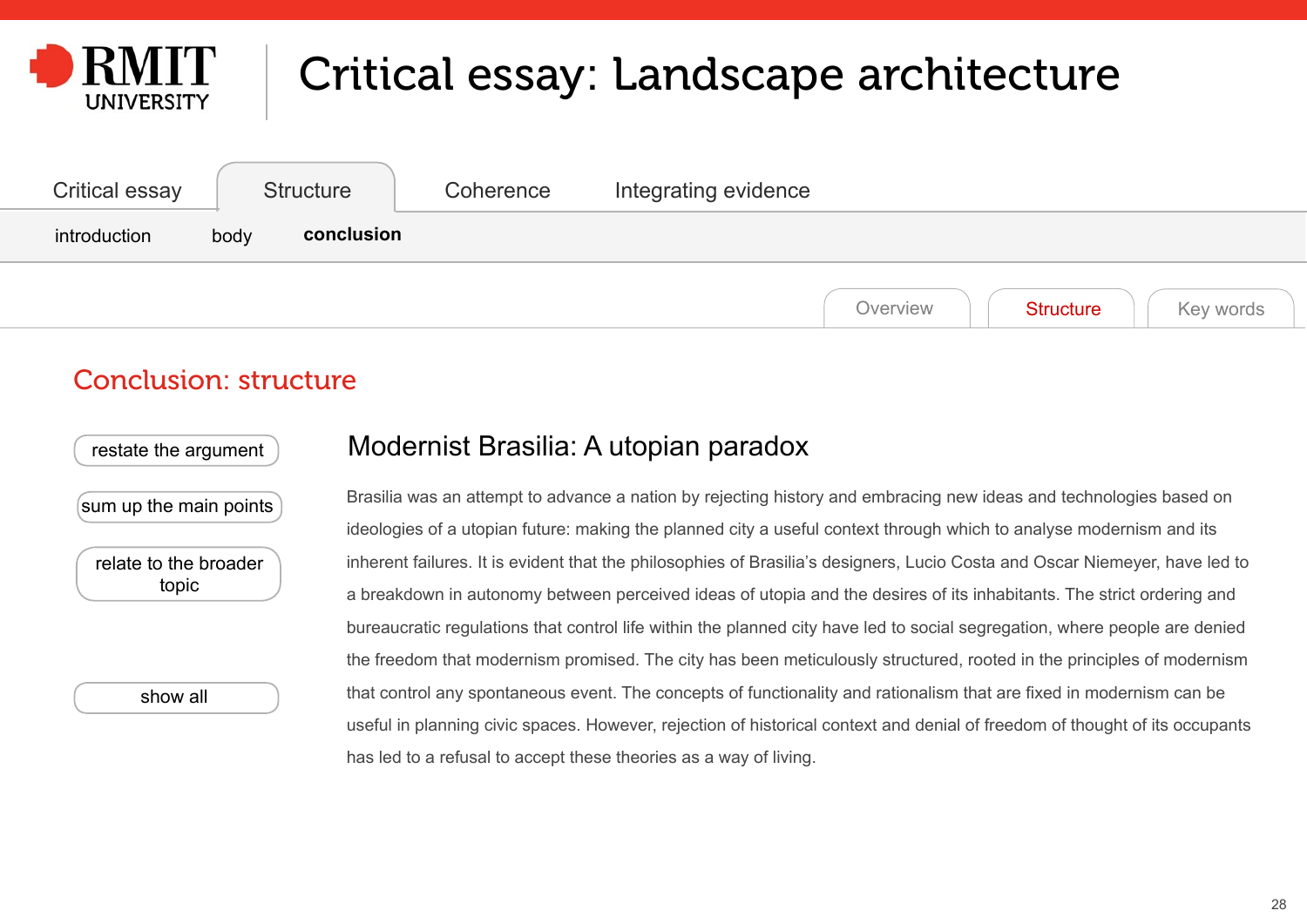# Critical essay: Landscape architecture

Critical essay | Structure | Coherence | Integrating evidence

introduction | body | **conclusion**

Overview | Structure | Key words

## Conclusion: structure

- restate the argument
- sum up the main points
- relate to the broader topic
- show all

### Modernist Brasilia: A utopian paradox

Brasilia was an attempt to advance a nation by rejecting history and embracing new ideas and technologies based on ideologies of a utopian future: making the planned city a useful context through which to analyse modernism and its inherent failures. It is evident that the philosophies of Brasilia's designers, Lucio Costa and Oscar Niemeyer, have led to a breakdown in autonomy between perceived ideas of utopia and the desires of its inhabitants. The strict ordering and bureaucratic regulations that control life within the planned city have led to social segregation, where people are denied the freedom that modernism promised. The city has been meticulously structured, rooted in the principles of modernism that control any spontaneous event. The concepts of functionality and rationalism that are fixed in modernism can be useful in planning civic spaces. However, rejection of historical context and denial of freedom of thought of its occupants has led to a refusal to accept these theories as a way of living.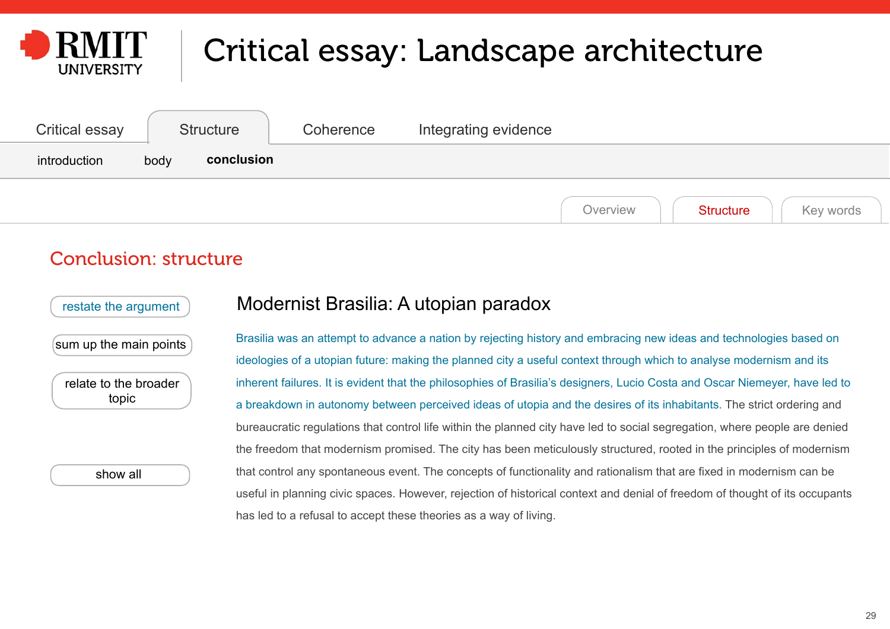# Critical essay: Landscape architecture

Critical essay | Structure | Coherence | Integrating evidence

introduction | body | **conclusion**

Overview | Structure | Key words

## Conclusion: structure

restate the argument

sum up the main points

relate to the broader topic

show all

### Modernist Brasilia: A utopian paradox

Brasilia was an attempt to advance a nation by rejecting history and embracing new ideas and technologies based on ideologies of a utopian future: making the planned city a useful context through which to analyse modernism and its inherent failures. It is evident that the philosophies of Brasilia's designers, Lucio Costa and Oscar Niemeyer, have led to a breakdown in autonomy between perceived ideas of utopia and the desires of its inhabitants. The strict ordering and bureaucratic regulations that control life within the planned city have led to social segregation, where people are denied the freedom that modernism promised. The city has been meticulously structured, rooted in the principles of modernism that control any spontaneous event. The concepts of functionality and rationalism that are fixed in modernism can be useful in planning civic spaces. However, rejection of historical context and denial of freedom of thought of its occupants has led to a refusal to accept these theories as a way of living.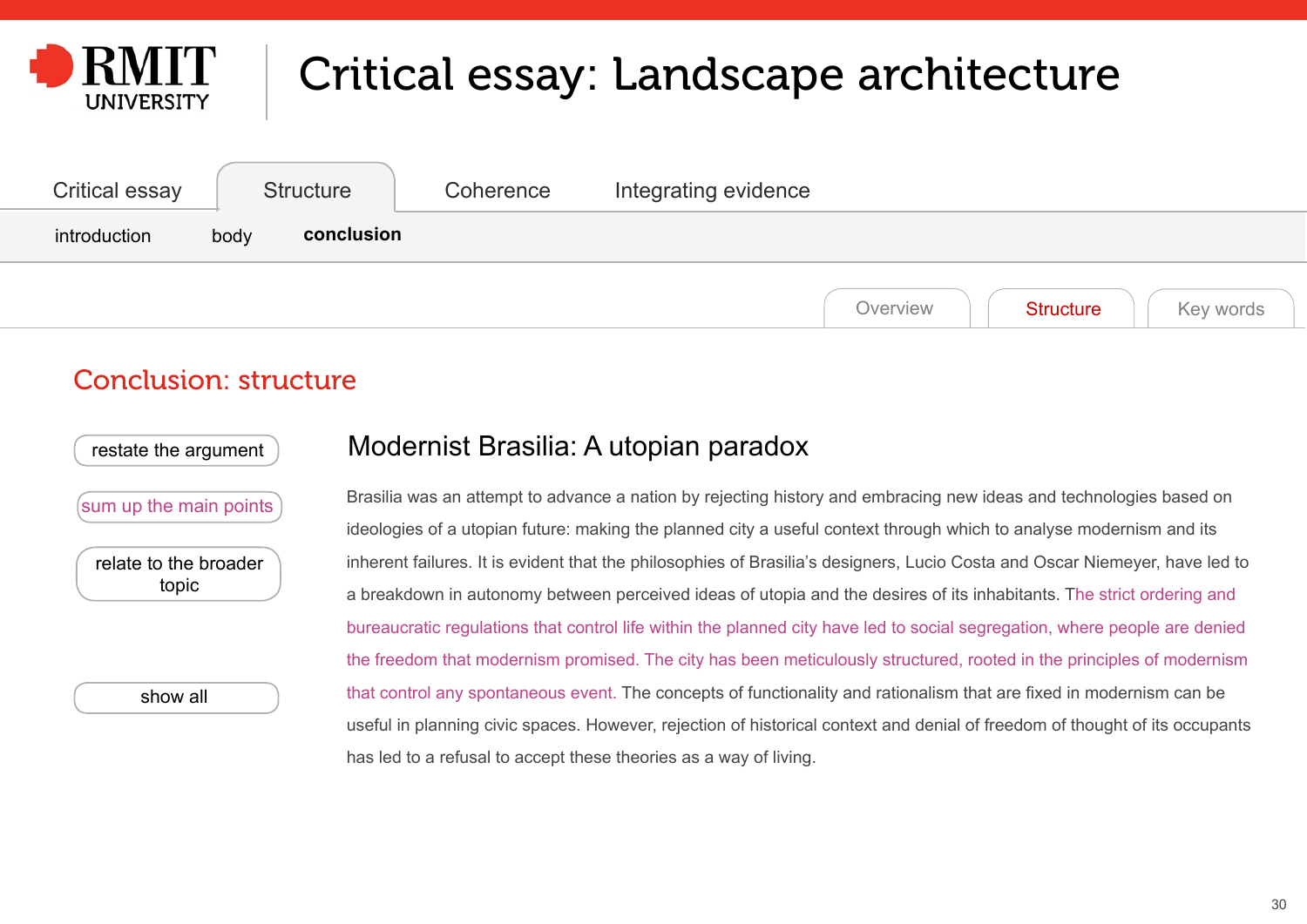# Critical essay: Landscape architecture

Critical essay | Structure | Coherence | Integrating evidence

introduction | body | **conclusion**

Overview | Structure | Key words

## Conclusion: structure

- restate the argument
- sum up the main points
- relate to the broader topic
- show all

### Modernist Brasilia: A utopian paradox

Brasilia was an attempt to advance a nation by rejecting history and embracing new ideas and technologies based on ideologies of a utopian future: making the planned city a useful context through which to analyse modernism and its inherent failures. It is evident that the philosophies of Brasilia's designers, Lucio Costa and Oscar Niemeyer, have led to a breakdown in autonomy between perceived ideas of utopia and the desires of its inhabitants. The strict ordering and bureaucratic regulations that control life within the planned city have led to social segregation, where people are denied the freedom that modernism promised. The city has been meticulously structured, rooted in the principles of modernism that control any spontaneous event. The concepts of functionality and rationalism that are fixed in modernism can be useful in planning civic spaces. However, rejection of historical context and denial of freedom of thought of its occupants has led to a refusal to accept these theories as a way of living.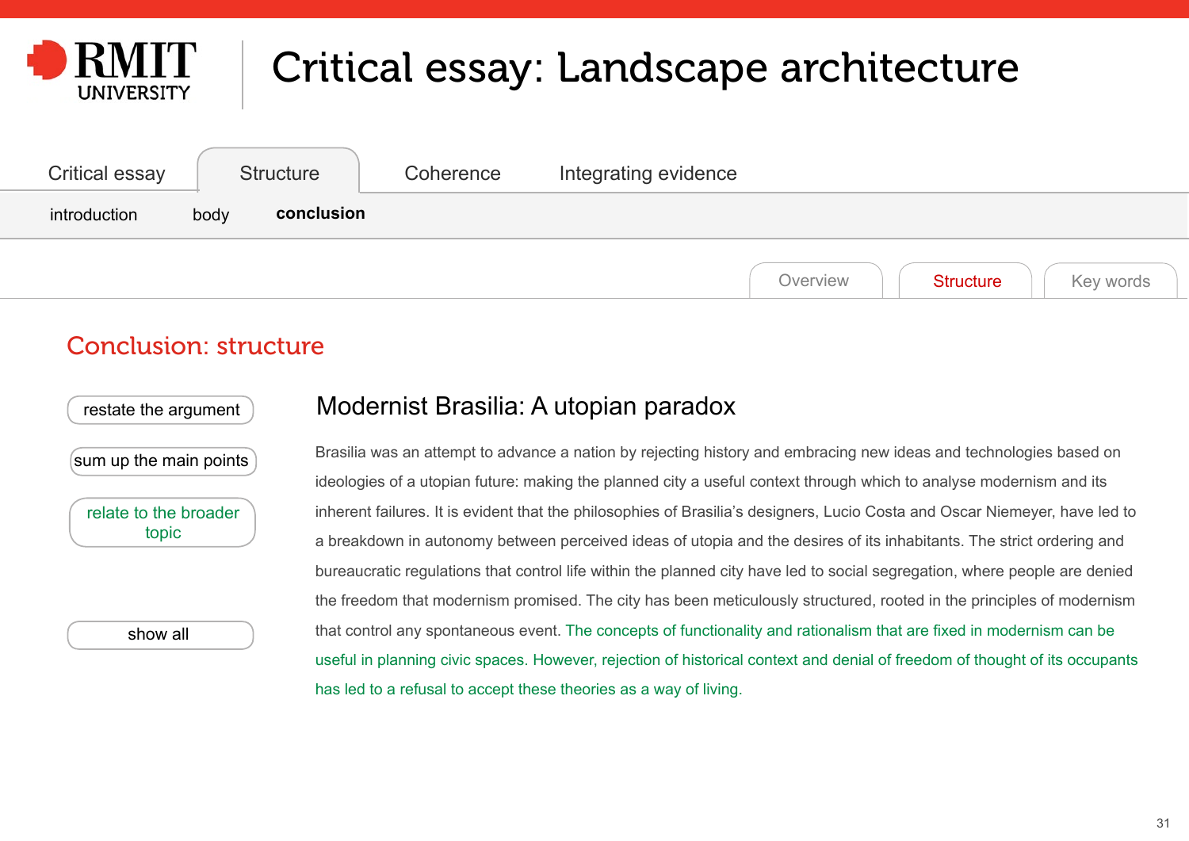# Critical essay: Landscape architecture

Critical essay | Structure | Coherence | Integrating evidence

introduction | body | **conclusion**

Overview | Structure | Key words

## Conclusion: structure

- restate the argument
- sum up the main points
- relate to the broader topic
- show all

### Modernist Brasilia: A utopian paradox

Brasilia was an attempt to advance a nation by rejecting history and embracing new ideas and technologies based on ideologies of a utopian future: making the planned city a useful context through which to analyse modernism and its inherent failures. It is evident that the philosophies of Brasilia's designers, Lucio Costa and Oscar Niemeyer, have led to a breakdown in autonomy between perceived ideas of utopia and the desires of its inhabitants. The strict ordering and bureaucratic regulations that control life within the planned city have led to social segregation, where people are denied the freedom that modernism promised. The city has been meticulously structured, rooted in the principles of modernism that control any spontaneous event. The concepts of functionality and rationalism that are fixed in modernism can be useful in planning civic spaces. However, rejection of historical context and denial of freedom of thought of its occupants has led to a refusal to accept these theories as a way of living.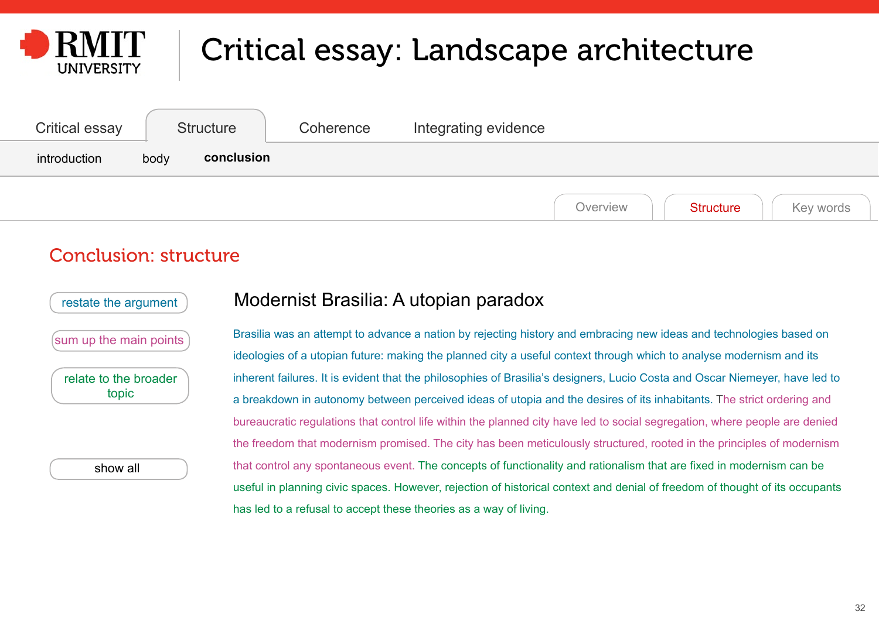# Critical essay: Landscape architecture

Critical essay | Structure | Coherence | Integrating evidence

introduction | body | **conclusion**

Overview | Structure | Key words

## Conclusion: structure

- restate the argument
- sum up the main points
- relate to the broader topic
- show all

### Modernist Brasilia: A utopian paradox

Brasilia was an attempt to advance a nation by rejecting history and embracing new ideas and technologies based on ideologies of a utopian future: making the planned city a useful context through which to analyse modernism and its inherent failures. It is evident that the philosophies of Brasilia's designers, Lucio Costa and Oscar Niemeyer, have led to a breakdown in autonomy between perceived ideas of utopia and the desires of its inhabitants. The strict ordering and bureaucratic regulations that control life within the planned city have led to social segregation, where people are denied the freedom that modernism promised. The city has been meticulously structured, rooted in the principles of modernism that control any spontaneous event. The concepts of functionality and rationalism that are fixed in modernism can be useful in planning civic spaces. However, rejection of historical context and denial of freedom of thought of its occupants has led to a refusal to accept these theories as a way of living.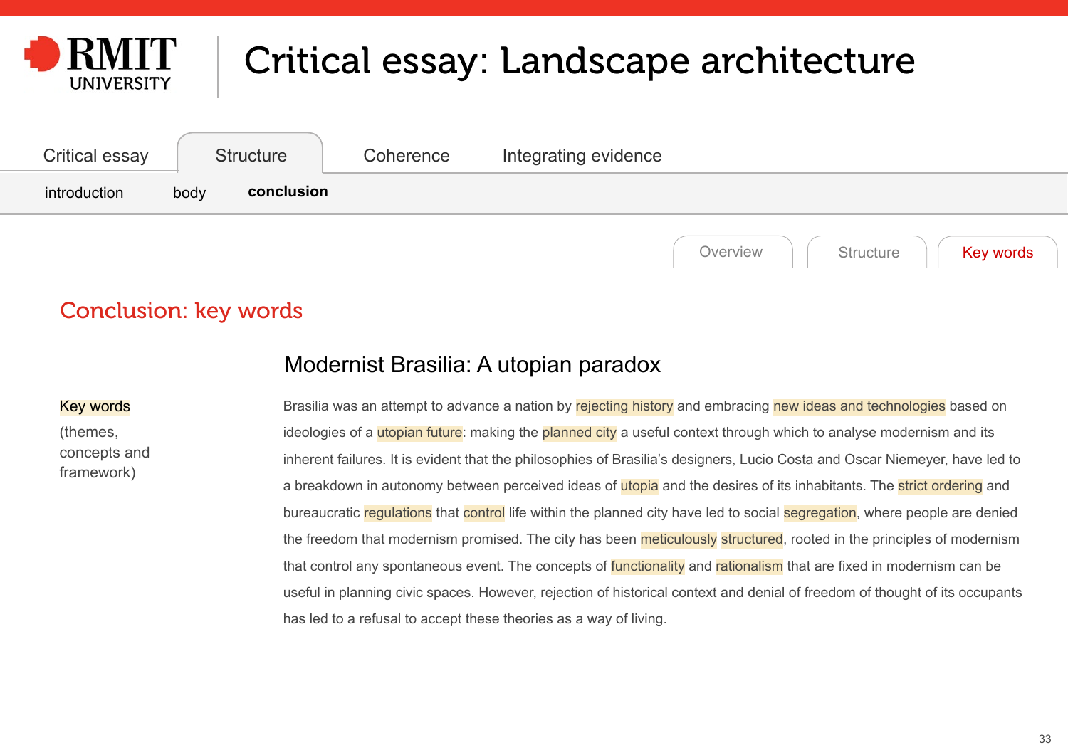# Critical essay: Landscape architecture

Critical essay | Structure | Coherence | Integrating evidence

introduction | body | **conclusion**

Overview | Structure | Key words

## Conclusion: key words

### Modernist Brasilia: A utopian paradox

Key words (themes, concepts and framework)

Brasilia was an attempt to advance a nation by rejecting history and embracing new ideas and technologies based on ideologies of a utopian future: making the planned city a useful context through which to analyse modernism and its inherent failures. It is evident that the philosophies of Brasilia's designers, Lucio Costa and Oscar Niemeyer, have led to a breakdown in autonomy between perceived ideas of utopia and the desires of its inhabitants. The strict ordering and bureaucratic regulations that control life within the planned city have led to social segregation, where people are denied the freedom that modernism promised. The city has been meticulously structured, rooted in the principles of modernism that control any spontaneous event. The concepts of functionality and rationalism that are fixed in modernism can be useful in planning civic spaces. However, rejection of historical context and denial of freedom of thought of its occupants has led to a refusal to accept these theories as a way of living.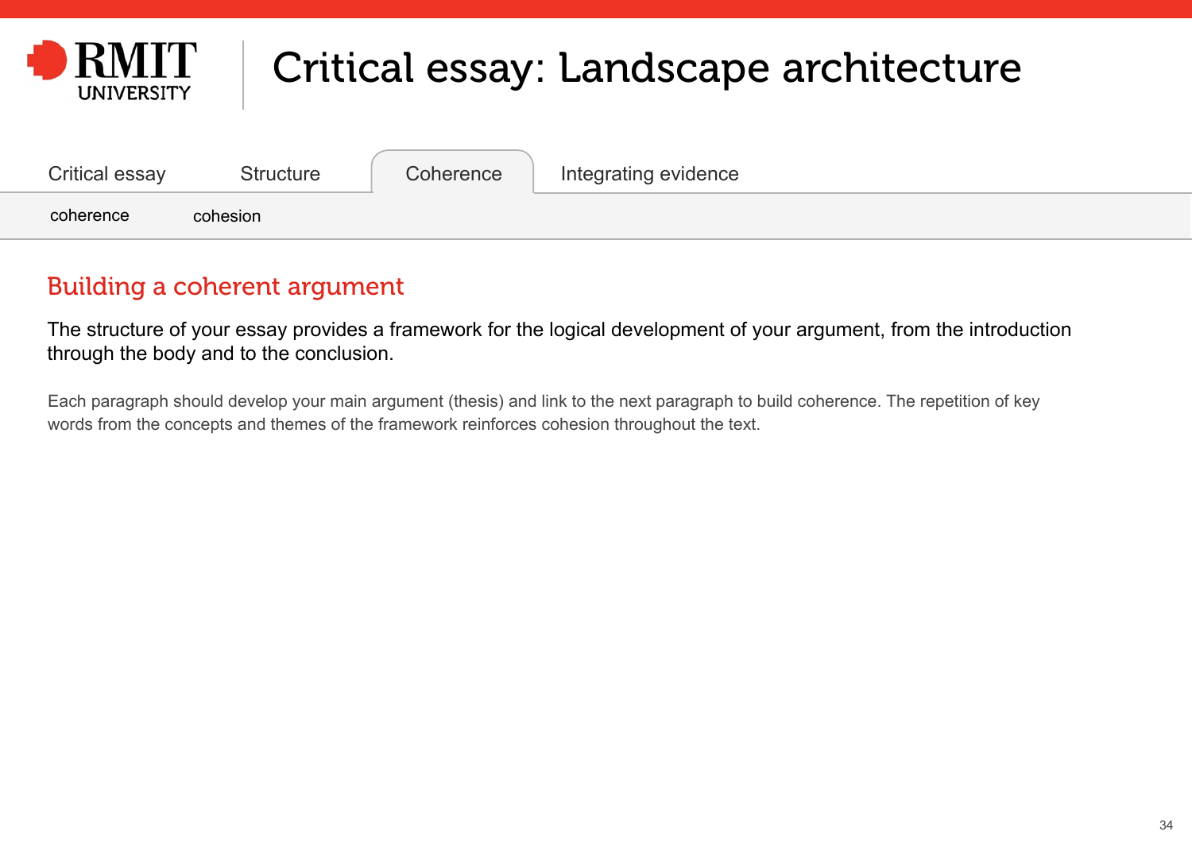# Critical essay: Landscape architecture

Critical essay | Structure | Coherence | Integrating evidence

coherence | cohesion

## Building a coherent argument

The structure of your essay provides a framework for the logical development of your argument, from the introduction through the body and to the conclusion.

Each paragraph should develop your main argument (thesis) and link to the next paragraph to build coherence. The repetition of key words from the concepts and themes of the framework reinforces cohesion throughout the text.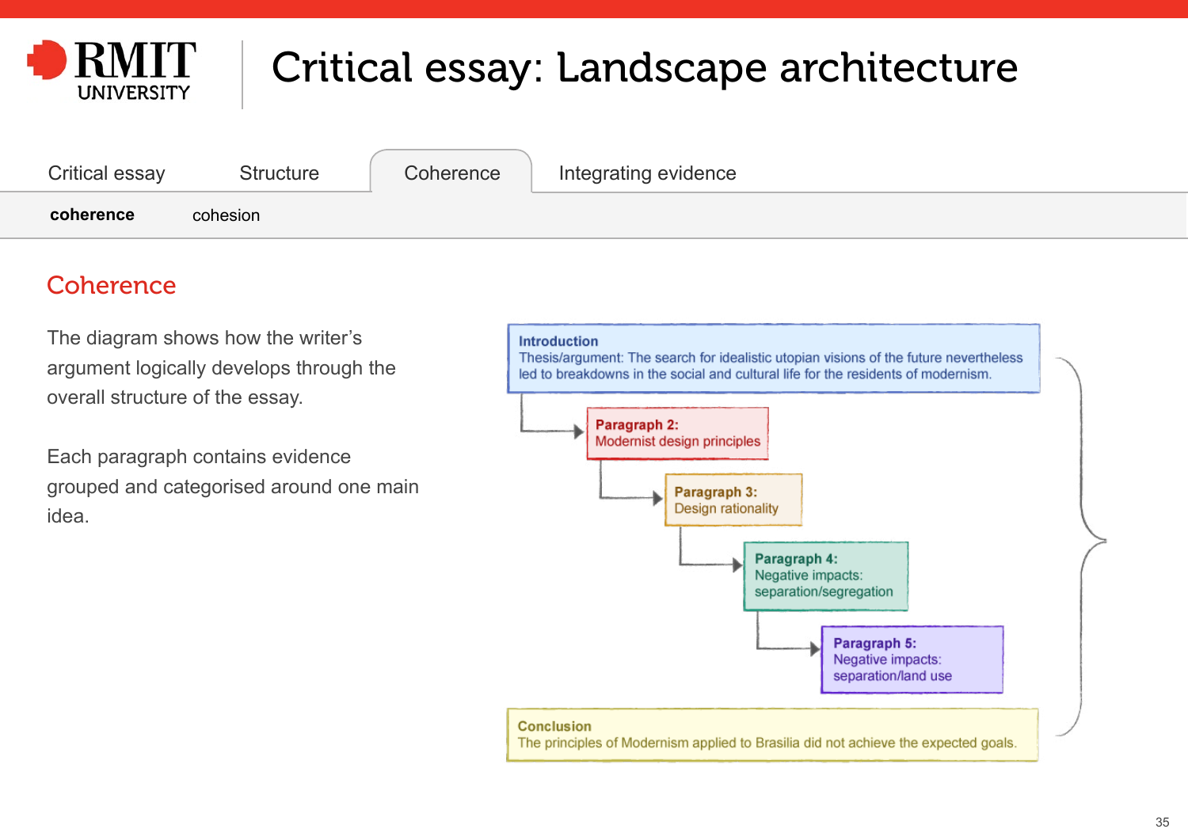# Critical essay: Landscape architecture

Critical essay | Structure | Coherence | Integrating evidence

**coherence** | cohesion

## Coherence

The diagram shows how the writer's argument logically develops through the overall structure of the essay.

Each paragraph contains evidence grouped and categorised around one main idea.

**Introduction**
Thesis/argument: The search for idealistic utopian visions of the future nevertheless led to breakdowns in the social and cultural life for the residents of modernism.

**Paragraph 2:**
Modernist design principles

**Paragraph 3:**
Design rationality

**Paragraph 4:**
Negative impacts: separation/segregation

**Paragraph 5:**
Negative impacts: separation/land use

**Conclusion**
The principles of Modernism applied to Brasilia did not achieve the expected goals.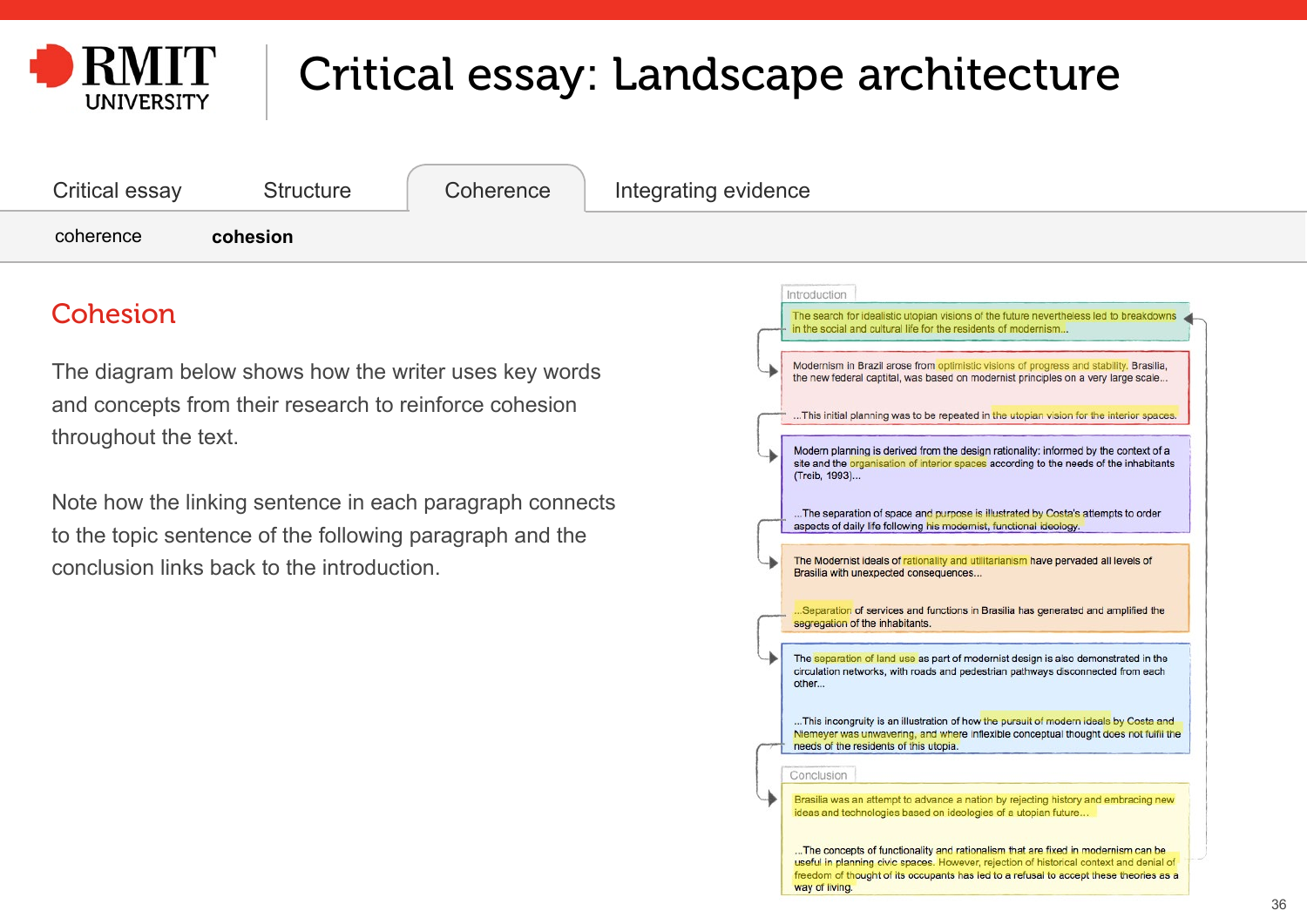# Critical essay: Landscape architecture

Critical essay | Structure | Coherence | Integrating evidence

coherence | **cohesion**

## Cohesion

The diagram below shows how the writer uses key words and concepts from their research to reinforce cohesion throughout the text.

Note how the linking sentence in each paragraph connects to the topic sentence of the following paragraph and the conclusion links back to the introduction.

**Introduction**

The search for idealistic utopian visions of the future nevertheless led to breakdowns in the social and cultural life for the residents of modernism...

Modernism in Brazil arose from optimistic visions of progress and stability. Brasilia, the new federal captital, was based on modernist principles on a very large scale...

...This initial planning was to be repeated in the utopian vision for the interior spaces.

Modern planning is derived from the design rationality: informed by the context of a site and the organisation of interior spaces according to the needs of the inhabitants (Treib, 1993)...

...The separation of space and purpose is illustrated by Costa's attempts to order aspects of daily life following his modernist, functional ideology.

The Modernist ideals of rationality and utilitarianism have pervaded all levels of Brasilia with unexpected consequences...

...Separation of services and functions in Brasilia has generated and amplified the segregation of the inhabitants.

The separation of land use as part of modernist design is also demonstrated in the circulation networks, with roads and pedestrian pathways disconnected from each other...

...This incongruity is an illustration of how the pursuit of modern ideals by Costa and Niemeyer was unwavering, and where inflexible conceptual thought does not fulfil the needs of the residents of this utopia.

**Conclusion**

Brasilia was an attempt to advance a nation by rejecting history and embracing new ideas and technologies based on ideologies of a utopian future...

...The concepts of functionality and rationalism that are fixed in modernism can be useful in planning civic spaces. However, rejection of historical context and denial of freedom of thought of its occupants has led to a refusal to accept these theories as a way of living.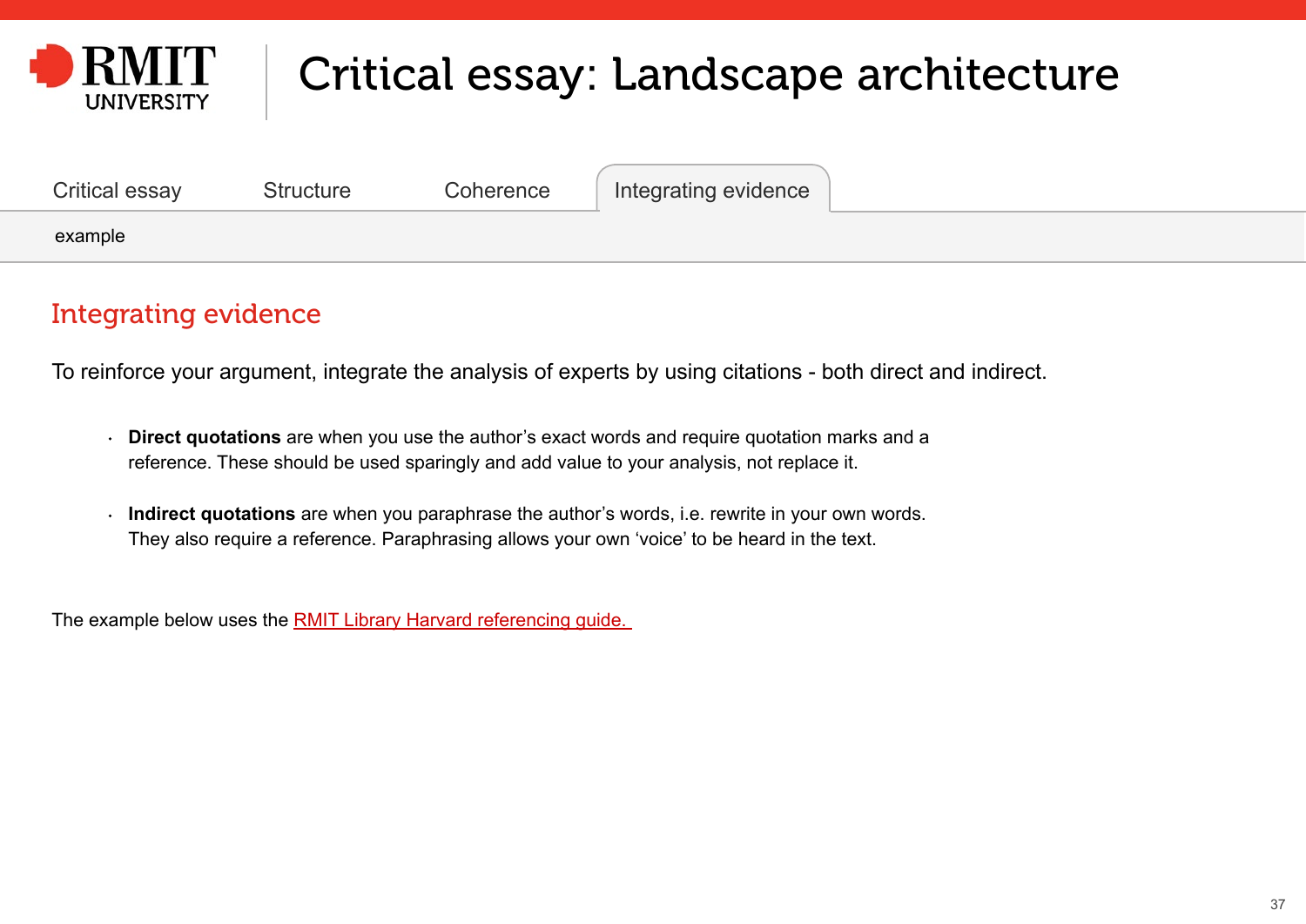# Critical essay: Landscape architecture

Critical essay example | Structure | Coherence | Integrating evidence

## Integrating evidence

To reinforce your argument, integrate the analysis of experts by using citations - both direct and indirect.

- **Direct quotations** are when you use the author's exact words and require quotation marks and a reference. These should be used sparingly and add value to your analysis, not replace it.

- **Indirect quotations** are when you paraphrase the author's words, i.e. rewrite in your own words. They also require a reference. Paraphrasing allows your own 'voice' to be heard in the text.

The example below uses the RMIT Library Harvard referencing guide.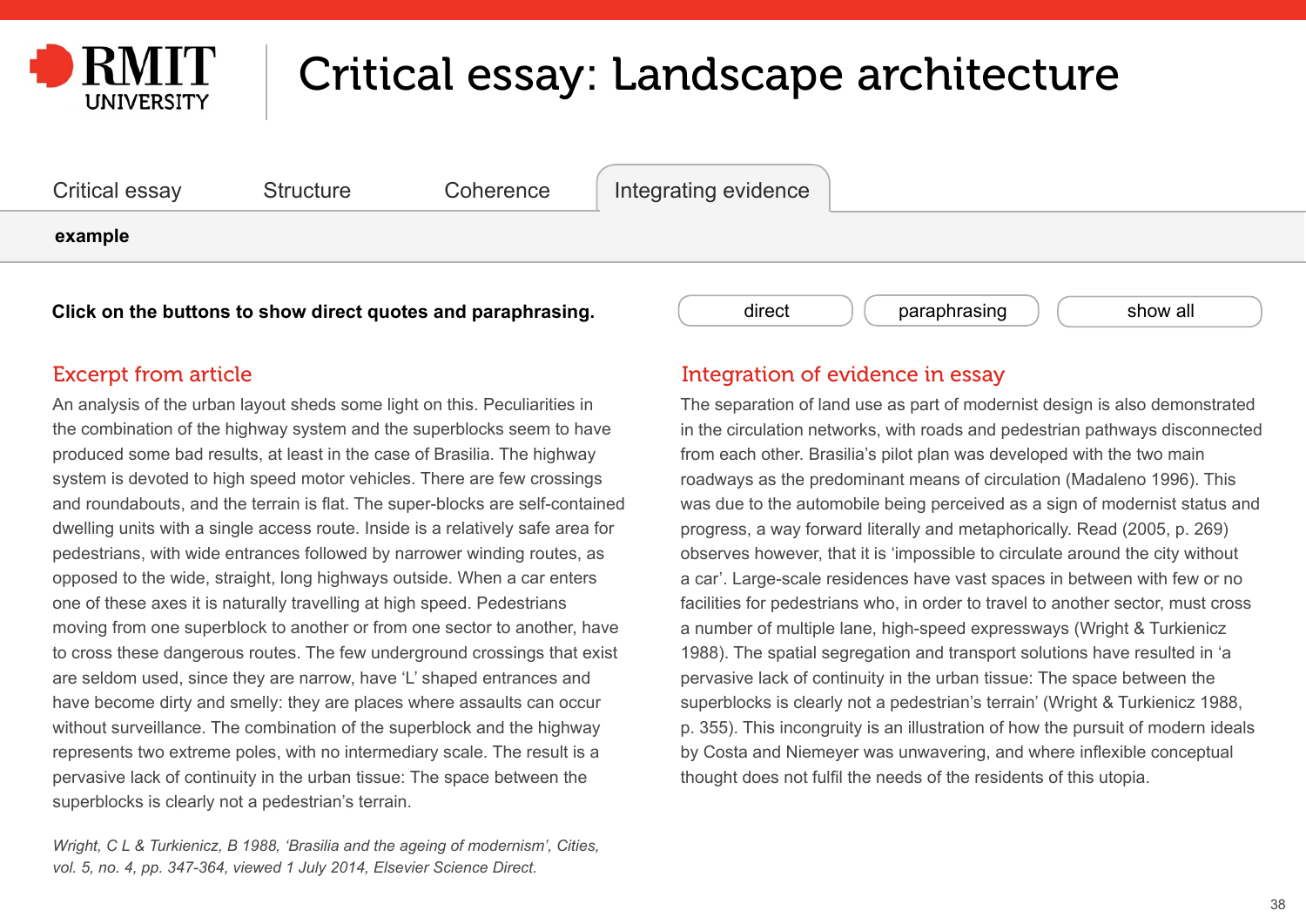# Critical essay: Landscape architecture

Critical essay | Structure | Coherence | Integrating evidence

**example**

**Click on the buttons to show direct quotes and paraphrasing.**

direct | paraphrasing | show all

## Excerpt from article

An analysis of the urban layout sheds some light on this. Peculiarities in the combination of the highway system and the superblocks seem to have produced some bad results, at least in the case of Brasilia. The highway system is devoted to high speed motor vehicles. There are few crossings and roundabouts, and the terrain is flat. The super-blocks are self-contained dwelling units with a single access route. Inside is a relatively safe area for pedestrians, with wide entrances followed by narrower winding routes, as opposed to the wide, straight, long highways outside. When a car enters one of these axes it is naturally travelling at high speed. Pedestrians moving from one superblock to another or from one sector to another, have to cross these dangerous routes. The few underground crossings that exist are seldom used, since they are narrow, have 'L' shaped entrances and have become dirty and smelly: they are places where assaults can occur without surveillance. The combination of the superblock and the highway represents two extreme poles, with no intermediary scale. The result is a pervasive lack of continuity in the urban tissue: The space between the superblocks is clearly not a pedestrian's terrain.

*Wright, C L & Turkienicz, B 1988, 'Brasilia and the ageing of modernism', Cities, vol. 5, no. 4, pp. 347-364, viewed 1 July 2014, Elsevier Science Direct.*

## Integration of evidence in essay

The separation of land use as part of modernist design is also demonstrated in the circulation networks, with roads and pedestrian pathways disconnected from each other. Brasilia's pilot plan was developed with the two main roadways as the predominant means of circulation (Madaleno 1996). This was due to the automobile being perceived as a sign of modernist status and progress, a way forward literally and metaphorically. Read (2005, p. 269) observes however, that it is 'impossible to circulate around the city without a car'. Large-scale residences have vast spaces in between with few or no facilities for pedestrians who, in order to travel to another sector, must cross a number of multiple lane, high-speed expressways (Wright & Turkienicz 1988). The spatial segregation and transport solutions have resulted in 'a pervasive lack of continuity in the urban tissue: The space between the superblocks is clearly not a pedestrian's terrain' (Wright & Turkienicz 1988, p. 355). This incongruity is an illustration of how the pursuit of modern ideals by Costa and Niemeyer was unwavering, and where inflexible conceptual thought does not fulfil the needs of the residents of this utopia.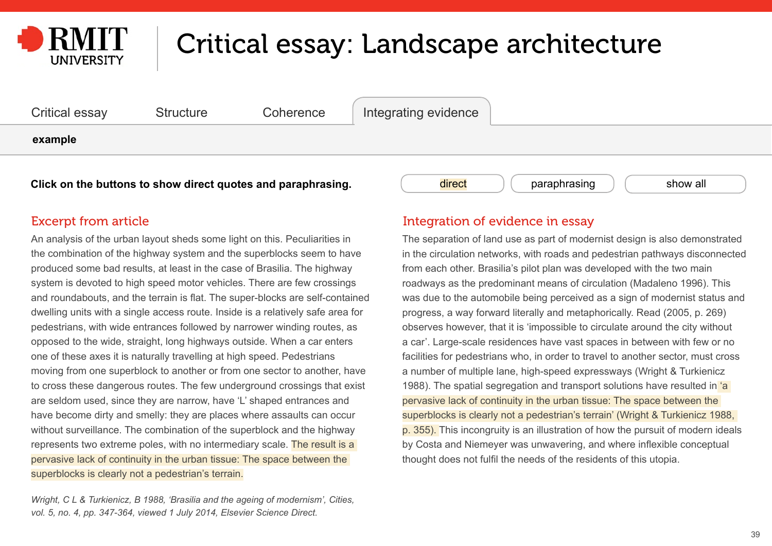# Critical essay: Landscape architecture

Critical essay example | Structure | Coherence | Integrating evidence

**Click on the buttons to show direct quotes and paraphrasing.**

direct | paraphrasing | show all

## Excerpt from article

An analysis of the urban layout sheds some light on this. Peculiarities in the combination of the highway system and the superblocks seem to have produced some bad results, at least in the case of Brasilia. The highway system is devoted to high speed motor vehicles. There are few crossings and roundabouts, and the terrain is flat. The super-blocks are self-contained dwelling units with a single access route. Inside is a relatively safe area for pedestrians, with wide entrances followed by narrower winding routes, as opposed to the wide, straight, long highways outside. When a car enters one of these axes it is naturally travelling at high speed. Pedestrians moving from one superblock to another or from one sector to another, have to cross these dangerous routes. The few underground crossings that exist are seldom used, since they are narrow, have 'L' shaped entrances and have become dirty and smelly: they are places where assaults can occur without surveillance. The combination of the superblock and the highway represents two extreme poles, with no intermediary scale. The result is a pervasive lack of continuity in the urban tissue: The space between the superblocks is clearly not a pedestrian's terrain.

*Wright, C L & Turkienicz, B 1988, 'Brasilia and the ageing of modernism', Cities, vol. 5, no. 4, pp. 347-364, viewed 1 July 2014, Elsevier Science Direct.*

## Integration of evidence in essay

The separation of land use as part of modernist design is also demonstrated in the circulation networks, with roads and pedestrian pathways disconnected from each other. Brasilia's pilot plan was developed with the two main roadways as the predominant means of circulation (Madaleno 1996). This was due to the automobile being perceived as a sign of modernist status and progress, a way forward literally and metaphorically. Read (2005, p. 269) observes however, that it is 'impossible to circulate around the city without a car'. Large-scale residences have vast spaces in between with few or no facilities for pedestrians who, in order to travel to another sector, must cross a number of multiple lane, high-speed expressways (Wright & Turkienicz 1988). The spatial segregation and transport solutions have resulted in 'a pervasive lack of continuity in the urban tissue: The space between the superblocks is clearly not a pedestrian's terrain' (Wright & Turkienicz 1988, p. 355). This incongruity is an illustration of how the pursuit of modern ideals by Costa and Niemeyer was unwavering, and where inflexible conceptual thought does not fulfil the needs of the residents of this utopia.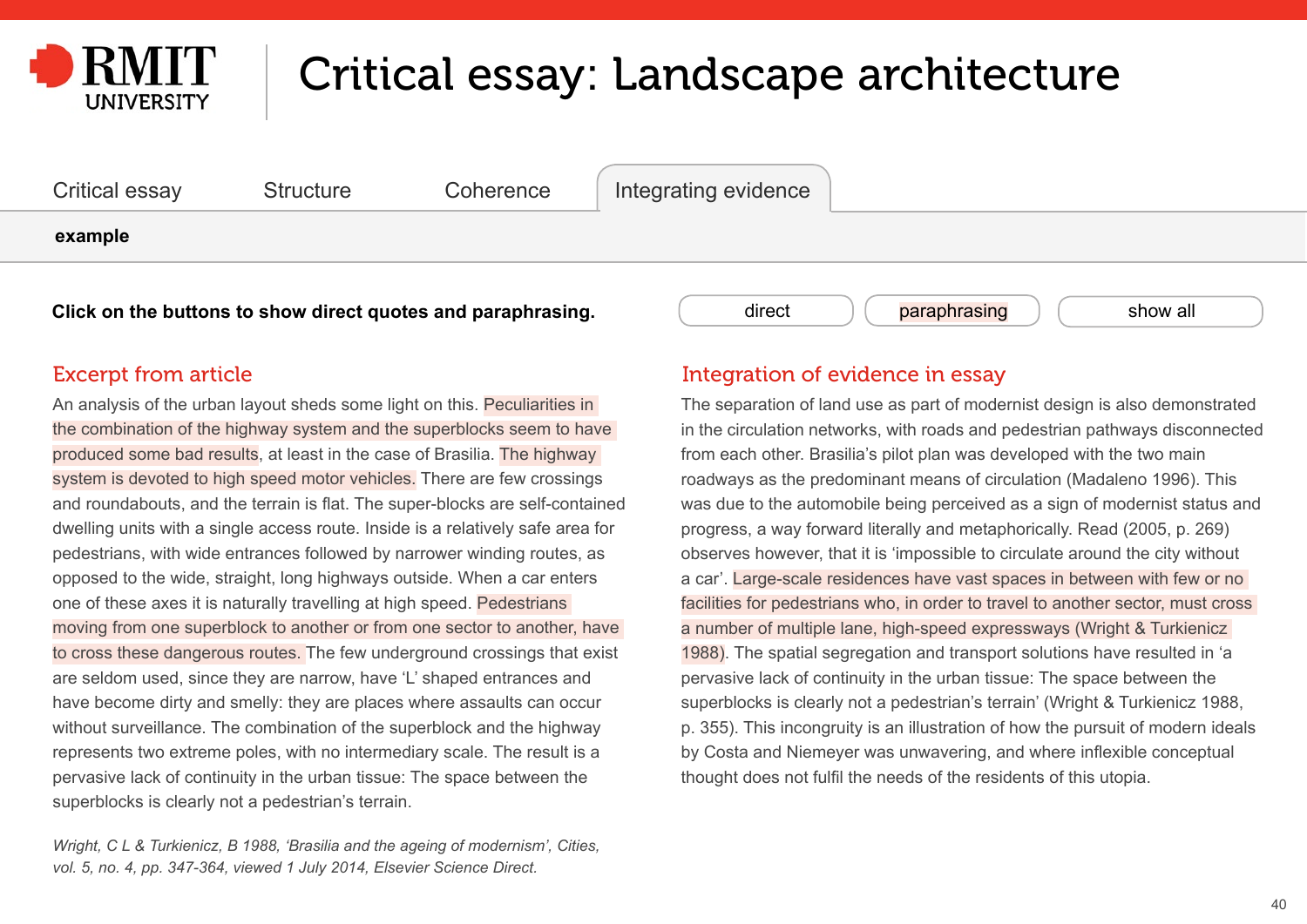# Critical essay: Landscape architecture

Critical essay | Structure | Coherence | Integrating evidence

**example**

**Click on the buttons to show direct quotes and paraphrasing.**

direct | paraphrasing | show all

## Excerpt from article

An analysis of the urban layout sheds some light on this. Peculiarities in the combination of the highway system and the superblocks seem to have produced some bad results, at least in the case of Brasilia. The highway system is devoted to high speed motor vehicles. There are few crossings and roundabouts, and the terrain is flat. The super-blocks are self-contained dwelling units with a single access route. Inside is a relatively safe area for pedestrians, with wide entrances followed by narrower winding routes, as opposed to the wide, straight, long highways outside. When a car enters one of these axes it is naturally travelling at high speed. Pedestrians moving from one superblock to another or from one sector to another, have to cross these dangerous routes. The few underground crossings that exist are seldom used, since they are narrow, have 'L' shaped entrances and have become dirty and smelly: they are places where assaults can occur without surveillance. The combination of the superblock and the highway represents two extreme poles, with no intermediary scale. The result is a pervasive lack of continuity in the urban tissue: The space between the superblocks is clearly not a pedestrian's terrain.

*Wright, C L & Turkienicz, B 1988, 'Brasilia and the ageing of modernism', Cities, vol. 5, no. 4, pp. 347-364, viewed 1 July 2014, Elsevier Science Direct.*

## Integration of evidence in essay

The separation of land use as part of modernist design is also demonstrated in the circulation networks, with roads and pedestrian pathways disconnected from each other. Brasilia's pilot plan was developed with the two main roadways as the predominant means of circulation (Madaleno 1996). This was due to the automobile being perceived as a sign of modernist status and progress, a way forward literally and metaphorically. Read (2005, p. 269) observes however, that it is 'impossible to circulate around the city without a car'. Large-scale residences have vast spaces in between with few or no facilities for pedestrians who, in order to travel to another sector, must cross a number of multiple lane, high-speed expressways (Wright & Turkienicz 1988). The spatial segregation and transport solutions have resulted in 'a pervasive lack of continuity in the urban tissue: The space between the superblocks is clearly not a pedestrian's terrain' (Wright & Turkienicz 1988, p. 355). This incongruity is an illustration of how the pursuit of modern ideals by Costa and Niemeyer was unwavering, and where inflexible conceptual thought does not fulfil the needs of the residents of this utopia.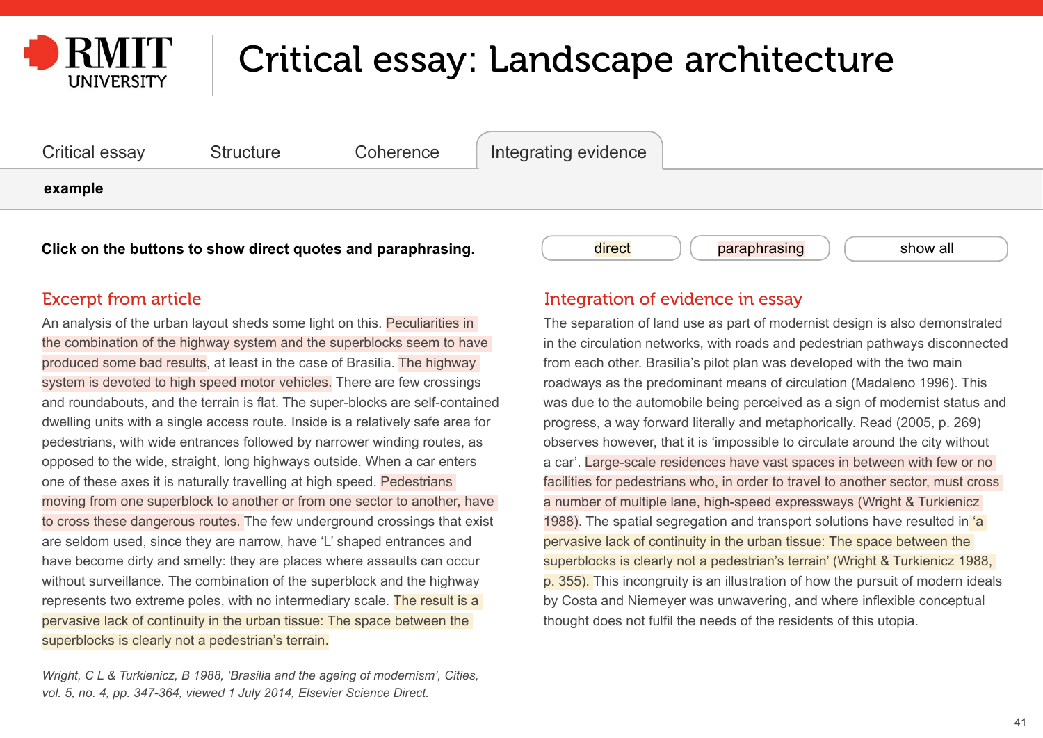# Critical essay: Landscape architecture

Critical essay | Structure | Coherence | Integrating evidence

**example**

**Click on the buttons to show direct quotes and paraphrasing.**

direct | paraphrasing | show all

## Excerpt from article

An analysis of the urban layout sheds some light on this. Peculiarities in the combination of the highway system and the superblocks seem to have produced some bad results, at least in the case of Brasilia. The highway system is devoted to high speed motor vehicles. There are few crossings and roundabouts, and the terrain is flat. The super-blocks are self-contained dwelling units with a single access route. Inside is a relatively safe area for pedestrians, with wide entrances followed by narrower winding routes, as opposed to the wide, straight, long highways outside. When a car enters one of these axes it is naturally travelling at high speed. Pedestrians moving from one superblock to another or from one sector to another, have to cross these dangerous routes. The few underground crossings that exist are seldom used, since they are narrow, have 'L' shaped entrances and have become dirty and smelly: they are places where assaults can occur without surveillance. The combination of the superblock and the highway represents two extreme poles, with no intermediary scale. The result is a pervasive lack of continuity in the urban tissue: The space between the superblocks is clearly not a pedestrian's terrain.

*Wright, C L & Turkienicz, B 1988, 'Brasilia and the ageing of modernism', Cities, vol. 5, no. 4, pp. 347-364, viewed 1 July 2014, Elsevier Science Direct.*

## Integration of evidence in essay

The separation of land use as part of modernist design is also demonstrated in the circulation networks, with roads and pedestrian pathways disconnected from each other. Brasilia's pilot plan was developed with the two main roadways as the predominant means of circulation (Madaleno 1996). This was due to the automobile being perceived as a sign of modernist status and progress, a way forward literally and metaphorically. Read (2005, p. 269) observes however, that it is 'impossible to circulate around the city without a car'. Large-scale residences have vast spaces in between with few or no facilities for pedestrians who, in order to travel to another sector, must cross a number of multiple lane, high-speed expressways (Wright & Turkienicz 1988). The spatial segregation and transport solutions have resulted in 'a pervasive lack of continuity in the urban tissue: The space between the superblocks is clearly not a pedestrian's terrain' (Wright & Turkienicz 1988, p. 355). This incongruity is an illustration of how the pursuit of modern ideals by Costa and Niemeyer was unwavering, and where inflexible conceptual thought does not fulfil the needs of the residents of this utopia.